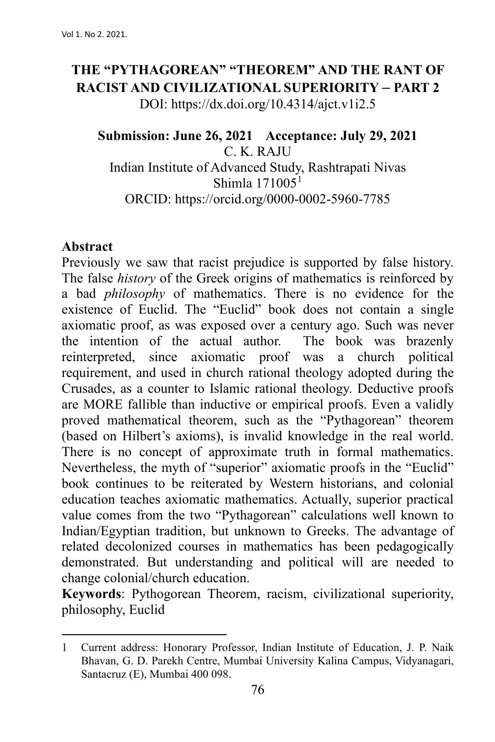# THE "PYTHAGOREAN" "THEOREM" AND THE RANT OF RACIST AND CIVILIZATIONAL SUPERIORITY – PART 2

DOI: https://dx.doi.org/10.4314/ajct.v1i2.5

**Submission: June 26, 2021 Acceptance: July 29, 2021**

C. K. RAJU

Indian Institute of Advanced Study, Rashtrapati Nivas

Shimla 171005[1]

ORCID: https://orcid.org/0000-0002-5960-7785

## Abstract

Previously we saw that racist prejudice is supported by false history. The false *history* of the Greek origins of mathematics is reinforced by a bad *philosophy* of mathematics. There is no evidence for the existence of Euclid. The "Euclid" book does not contain a single axiomatic proof, as was exposed over a century ago. Such was never the intention of the actual author. The book was brazenly reinterpreted, since axiomatic proof was a church political requirement, and used in church rational theology adopted during the Crusades, as a counter to Islamic rational theology. Deductive proofs are MORE fallible than inductive or empirical proofs. Even a validly proved mathematical theorem, such as the "Pythagorean" theorem (based on Hilbert's axioms), is invalid knowledge in the real world. There is no concept of approximate truth in formal mathematics. Nevertheless, the myth of "superior" axiomatic proofs in the "Euclid" book continues to be reiterated by Western historians, and colonial education teaches axiomatic mathematics. Actually, superior practical value comes from the two "Pythagorean" calculations well known to Indian/Egyptian tradition, but unknown to Greeks. The advantage of related decolonized courses in mathematics has been pedagogically demonstrated. But understanding and political will are needed to change colonial/church education.

**Keywords**: Pythogorean Theorem, racism, civilizational superiority, philosophy, Euclid

---

[1] Current address: Honorary Professor, Indian Institute of Education, J. P. Naik Bhavan, G. D. Parekh Centre, Mumbai University Kalina Campus, Vidyanagari, Santacruz (E), Mumbai 400 098.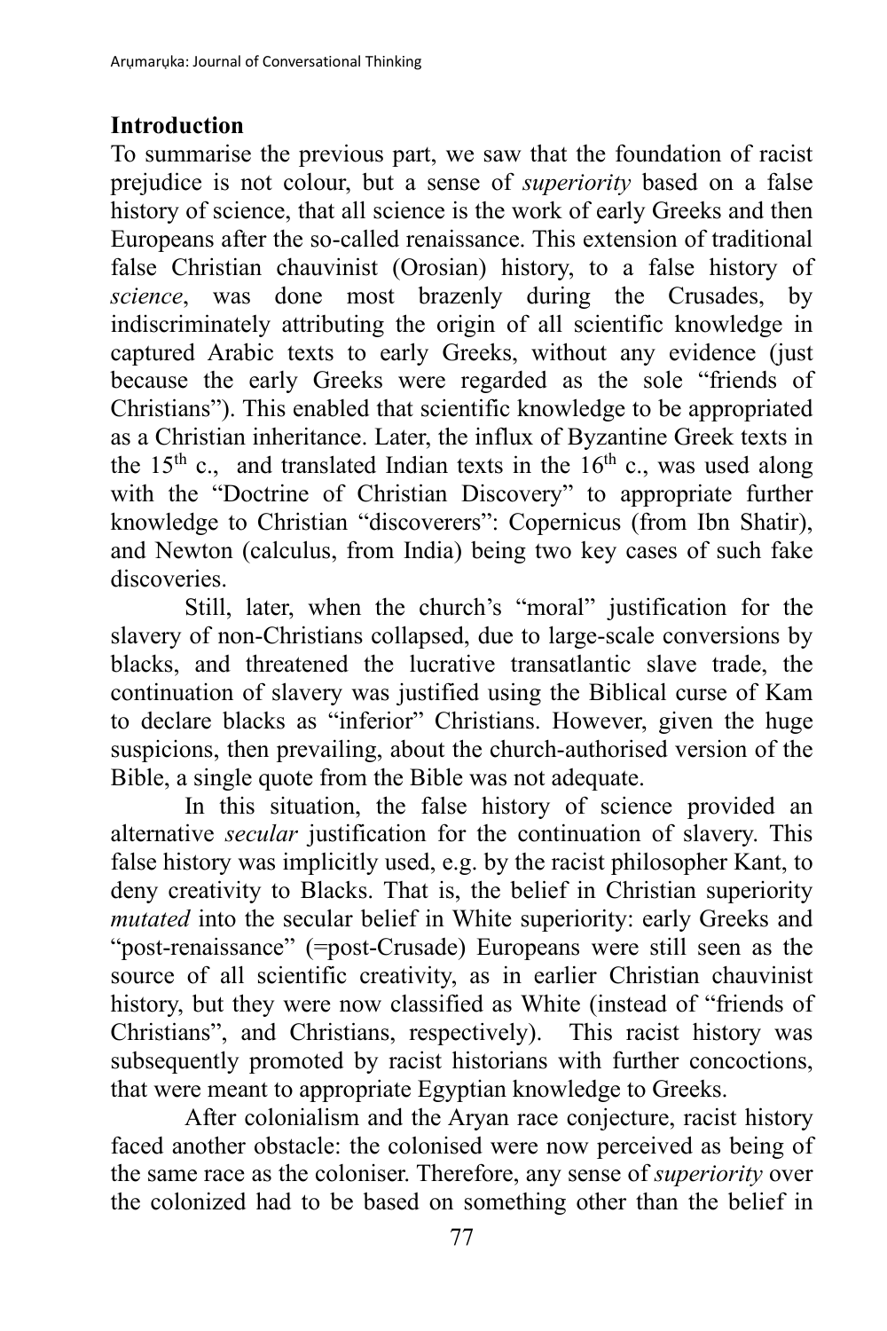## Introduction

To summarise the previous part, we saw that the foundation of racist prejudice is not colour, but a sense of *superiority* based on a false history of science, that all science is the work of early Greeks and then Europeans after the so-called renaissance. This extension of traditional false Christian chauvinist (Orosian) history, to a false history of *science*, was done most brazenly during the Crusades, by indiscriminately attributing the origin of all scientific knowledge in captured Arabic texts to early Greeks, without any evidence (just because the early Greeks were regarded as the sole "friends of Christians"). This enabled that scientific knowledge to be appropriated as a Christian inheritance. Later, the influx of Byzantine Greek texts in the 15th c., and translated Indian texts in the 16th c., was used along with the "Doctrine of Christian Discovery" to appropriate further knowledge to Christian "discoverers": Copernicus (from Ibn Shatir), and Newton (calculus, from India) being two key cases of such fake discoveries.

Still, later, when the church's "moral" justification for the slavery of non-Christians collapsed, due to large-scale conversions by blacks, and threatened the lucrative transatlantic slave trade, the continuation of slavery was justified using the Biblical curse of Kam to declare blacks as "inferior" Christians. However, given the huge suspicions, then prevailing, about the church-authorised version of the Bible, a single quote from the Bible was not adequate.

In this situation, the false history of science provided an alternative *secular* justification for the continuation of slavery. This false history was implicitly used, e.g. by the racist philosopher Kant, to deny creativity to Blacks. That is, the belief in Christian superiority *mutated* into the secular belief in White superiority: early Greeks and "post-renaissance" (=post-Crusade) Europeans were still seen as the source of all scientific creativity, as in earlier Christian chauvinist history, but they were now classified as White (instead of "friends of Christians", and Christians, respectively). This racist history was subsequently promoted by racist historians with further concoctions, that were meant to appropriate Egyptian knowledge to Greeks.

After colonialism and the Aryan race conjecture, racist history faced another obstacle: the colonised were now perceived as being of the same race as the coloniser. Therefore, any sense of *superiority* over the colonized had to be based on something other than the belief in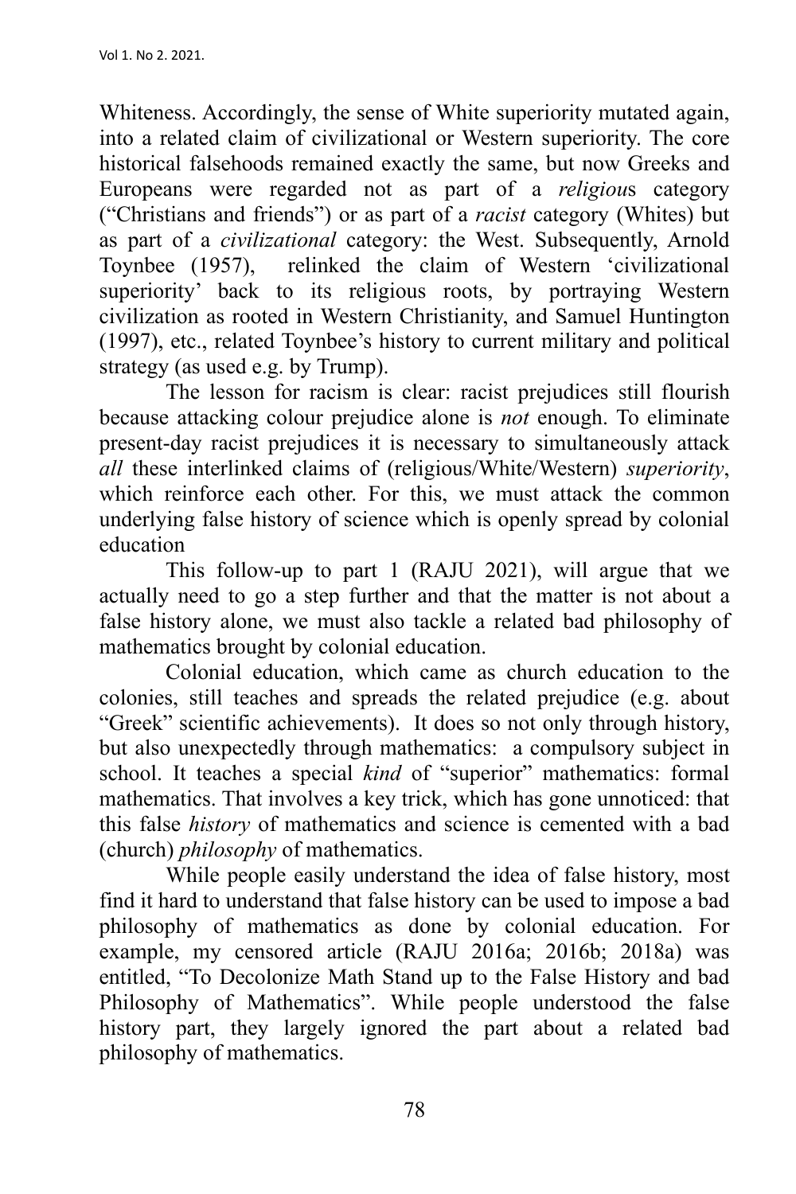Whiteness. Accordingly, the sense of White superiority mutated again, into a related claim of civilizational or Western superiority. The core historical falsehoods remained exactly the same, but now Greeks and Europeans were regarded not as part of a *religious* category ("Christians and friends") or as part of a *racist* category (Whites) but as part of a *civilizational* category: the West. Subsequently, Arnold Toynbee (1957), relinked the claim of Western 'civilizational superiority' back to its religious roots, by portraying Western civilization as rooted in Western Christianity, and Samuel Huntington (1997), etc., related Toynbee's history to current military and political strategy (as used e.g. by Trump).

The lesson for racism is clear: racist prejudices still flourish because attacking colour prejudice alone is *not* enough. To eliminate present-day racist prejudices it is necessary to simultaneously attack *all* these interlinked claims of (religious/White/Western) *superiority*, which reinforce each other. For this, we must attack the common underlying false history of science which is openly spread by colonial education

This follow-up to part 1 (RAJU 2021), will argue that we actually need to go a step further and that the matter is not about a false history alone, we must also tackle a related bad philosophy of mathematics brought by colonial education.

Colonial education, which came as church education to the colonies, still teaches and spreads the related prejudice (e.g. about "Greek" scientific achievements). It does so not only through history, but also unexpectedly through mathematics: a compulsory subject in school. It teaches a special *kind* of "superior" mathematics: formal mathematics. That involves a key trick, which has gone unnoticed: that this false *history* of mathematics and science is cemented with a bad (church) *philosophy* of mathematics.

While people easily understand the idea of false history, most find it hard to understand that false history can be used to impose a bad philosophy of mathematics as done by colonial education. For example, my censored article (RAJU 2016a; 2016b; 2018a) was entitled, "To Decolonize Math Stand up to the False History and bad Philosophy of Mathematics". While people understood the false history part, they largely ignored the part about a related bad philosophy of mathematics.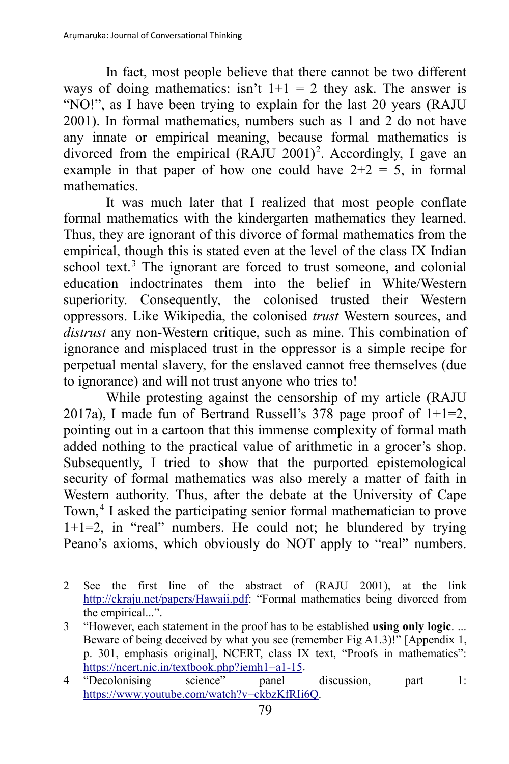In fact, most people believe that there cannot be two different ways of doing mathematics: isn't 1+1 = 2 they ask. The answer is "NO!", as I have been trying to explain for the last 20 years (RAJU 2001). In formal mathematics, numbers such as 1 and 2 do not have any innate or empirical meaning, because formal mathematics is divorced from the empirical (RAJU 2001)[2]. Accordingly, I gave an example in that paper of how one could have 2+2 = 5, in formal mathematics.

It was much later that I realized that most people conflate formal mathematics with the kindergarten mathematics they learned. Thus, they are ignorant of this divorce of formal mathematics from the empirical, though this is stated even at the level of the class IX Indian school text.[3] The ignorant are forced to trust someone, and colonial education indoctrinates them into the belief in White/Western superiority. Consequently, the colonised trusted their Western oppressors. Like Wikipedia, the colonised *trust* Western sources, and *distrust* any non-Western critique, such as mine. This combination of ignorance and misplaced trust in the oppressor is a simple recipe for perpetual mental slavery, for the enslaved cannot free themselves (due to ignorance) and will not trust anyone who tries to!

While protesting against the censorship of my article (RAJU 2017a), I made fun of Bertrand Russell's 378 page proof of 1+1=2, pointing out in a cartoon that this immense complexity of formal math added nothing to the practical value of arithmetic in a grocer's shop. Subsequently, I tried to show that the purported epistemological security of formal mathematics was also merely a matter of faith in Western authority. Thus, after the debate at the University of Cape Town,[4] I asked the participating senior formal mathematician to prove 1+1=2, in "real" numbers. He could not; he blundered by trying Peano's axioms, which obviously do NOT apply to "real" numbers.

---

2 See the first line of the abstract of (RAJU 2001), at the link http://ckraju.net/papers/Hawaii.pdf: "Formal mathematics being divorced from the empirical...".

3 "However, each statement in the proof has to be established **using only logic**. ... Beware of being deceived by what you see (remember Fig A1.3)!" [Appendix 1, p. 301, emphasis original], NCERT, class IX text, "Proofs in mathematics": https://ncert.nic.in/textbook.php?iemh1=a1-15.

4 "Decolonising science" panel discussion, part 1: https://www.youtube.com/watch?v=ckbzKfRIi6Q.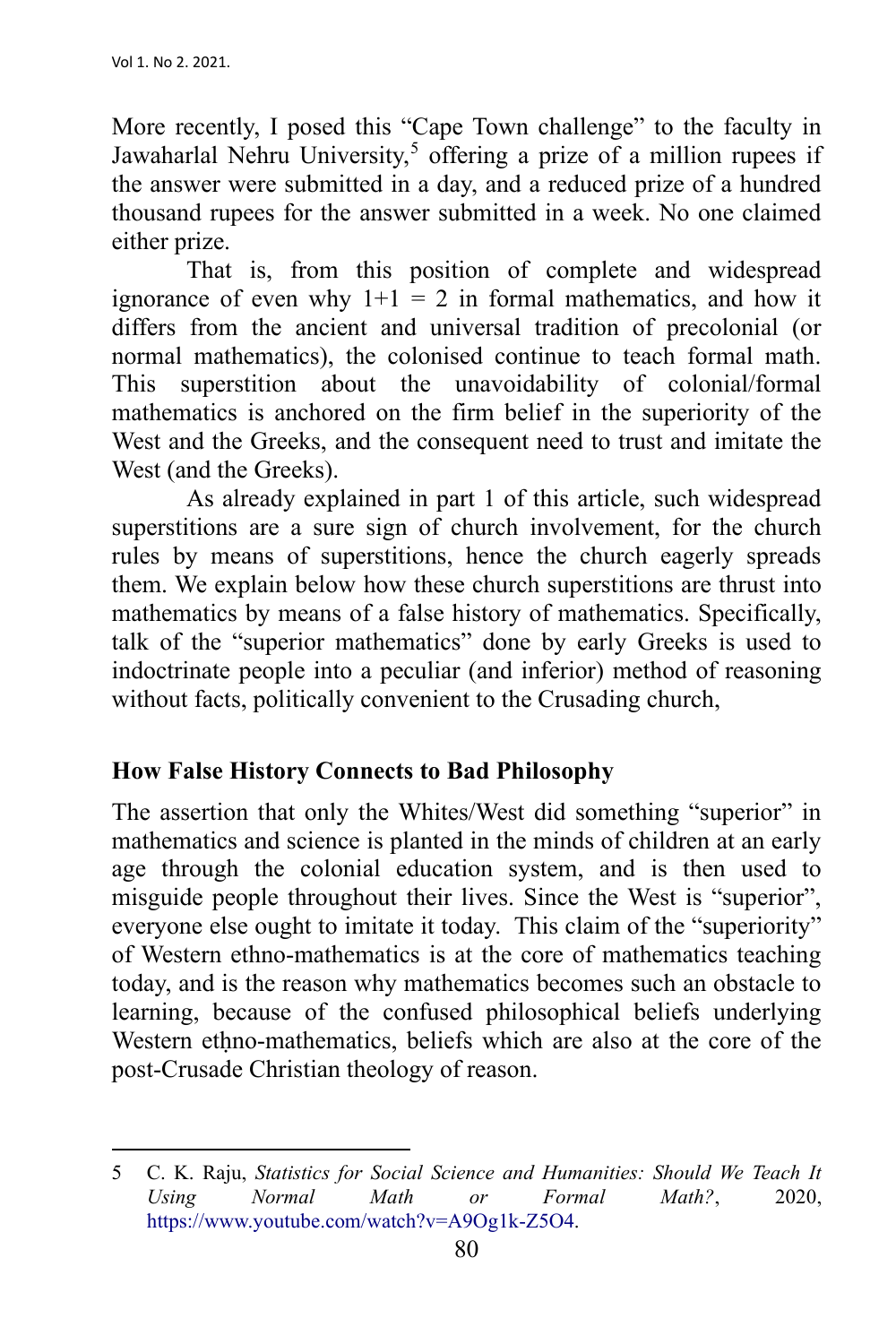More recently, I posed this "Cape Town challenge" to the faculty in Jawaharlal Nehru University,[5] offering a prize of a million rupees if the answer were submitted in a day, and a reduced prize of a hundred thousand rupees for the answer submitted in a week. No one claimed either prize.

That is, from this position of complete and widespread ignorance of even why $1+1 = 2$ in formal mathematics, and how it differs from the ancient and universal tradition of precolonial (or normal mathematics), the colonised continue to teach formal math. This superstition about the unavoidability of colonial/formal mathematics is anchored on the firm belief in the superiority of the West and the Greeks, and the consequent need to trust and imitate the West (and the Greeks).

As already explained in part 1 of this article, such widespread superstitions are a sure sign of church involvement, for the church rules by means of superstitions, hence the church eagerly spreads them. We explain below how these church superstitions are thrust into mathematics by means of a false history of mathematics. Specifically, talk of the "superior mathematics" done by early Greeks is used to indoctrinate people into a peculiar (and inferior) method of reasoning without facts, politically convenient to the Crusading church,

## How False History Connects to Bad Philosophy

The assertion that only the Whites/West did something "superior" in mathematics and science is planted in the minds of children at an early age through the colonial education system, and is then used to misguide people throughout their lives. Since the West is "superior", everyone else ought to imitate it today. This claim of the "superiority" of Western ethno-mathematics is at the core of mathematics teaching today, and is the reason why mathematics becomes such an obstacle to learning, because of the confused philosophical beliefs underlying Western ethno-mathematics, beliefs which are also at the core of the post-Crusade Christian theology of reason.

---

5 C. K. Raju, *Statistics for Social Science and Humanities: Should We Teach It Using Normal Math or Formal Math?*, 2020, https://www.youtube.com/watch?v=A9Og1k-Z5O4.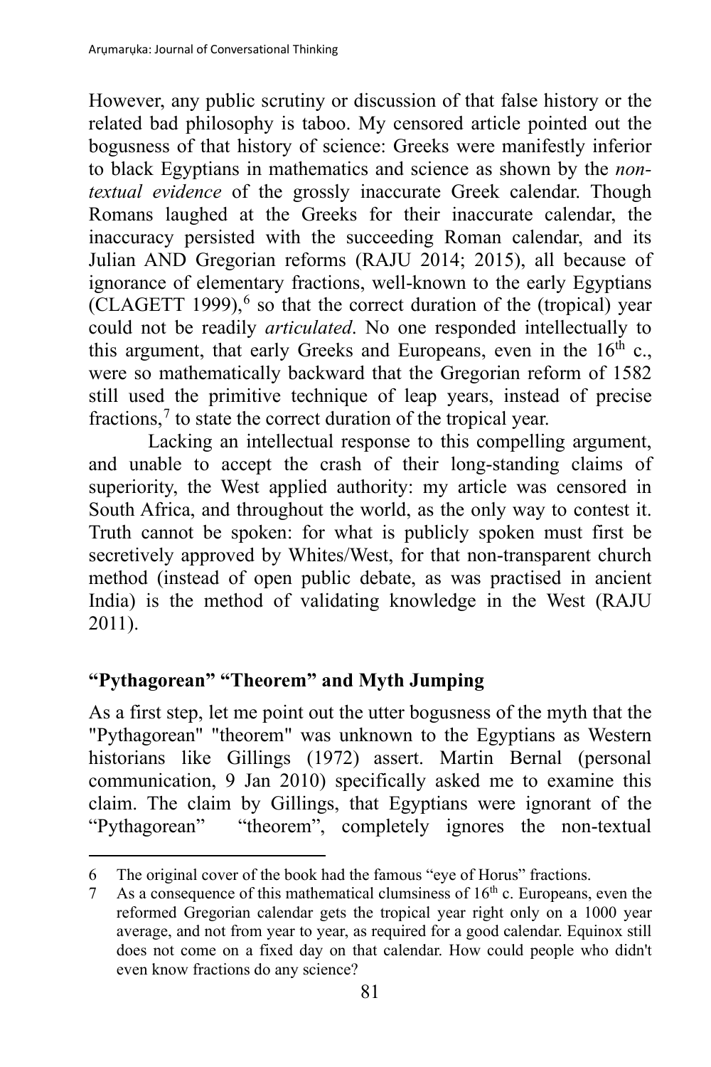However, any public scrutiny or discussion of that false history or the related bad philosophy is taboo. My censored article pointed out the bogusness of that history of science: Greeks were manifestly inferior to black Egyptians in mathematics and science as shown by the *non-textual evidence* of the grossly inaccurate Greek calendar. Though Romans laughed at the Greeks for their inaccurate calendar, the inaccuracy persisted with the succeeding Roman calendar, and its Julian AND Gregorian reforms (RAJU 2014; 2015), all because of ignorance of elementary fractions, well-known to the early Egyptians (CLAGETT 1999),[6] so that the correct duration of the (tropical) year could not be readily *articulated*. No one responded intellectually to this argument, that early Greeks and Europeans, even in the 16th c., were so mathematically backward that the Gregorian reform of 1582 still used the primitive technique of leap years, instead of precise fractions,[7] to state the correct duration of the tropical year.

Lacking an intellectual response to this compelling argument, and unable to accept the crash of their long-standing claims of superiority, the West applied authority: my article was censored in South Africa, and throughout the world, as the only way to contest it. Truth cannot be spoken: for what is publicly spoken must first be secretively approved by Whites/West, for that non-transparent church method (instead of open public debate, as was practised in ancient India) is the method of validating knowledge in the West (RAJU 2011).

## "Pythagorean" "Theorem" and Myth Jumping

As a first step, let me point out the utter bogusness of the myth that the "Pythagorean" "theorem" was unknown to the Egyptians as Western historians like Gillings (1972) assert. Martin Bernal (personal communication, 9 Jan 2010) specifically asked me to examine this claim. The claim by Gillings, that Egyptians were ignorant of the "Pythagorean" "theorem", completely ignores the non-textual

---

6 The original cover of the book had the famous "eye of Horus" fractions.

7 As a consequence of this mathematical clumsiness of 16th c. Europeans, even the reformed Gregorian calendar gets the tropical year right only on a 1000 year average, and not from year to year, as required for a good calendar. Equinox still does not come on a fixed day on that calendar. How could people who didn't even know fractions do any science?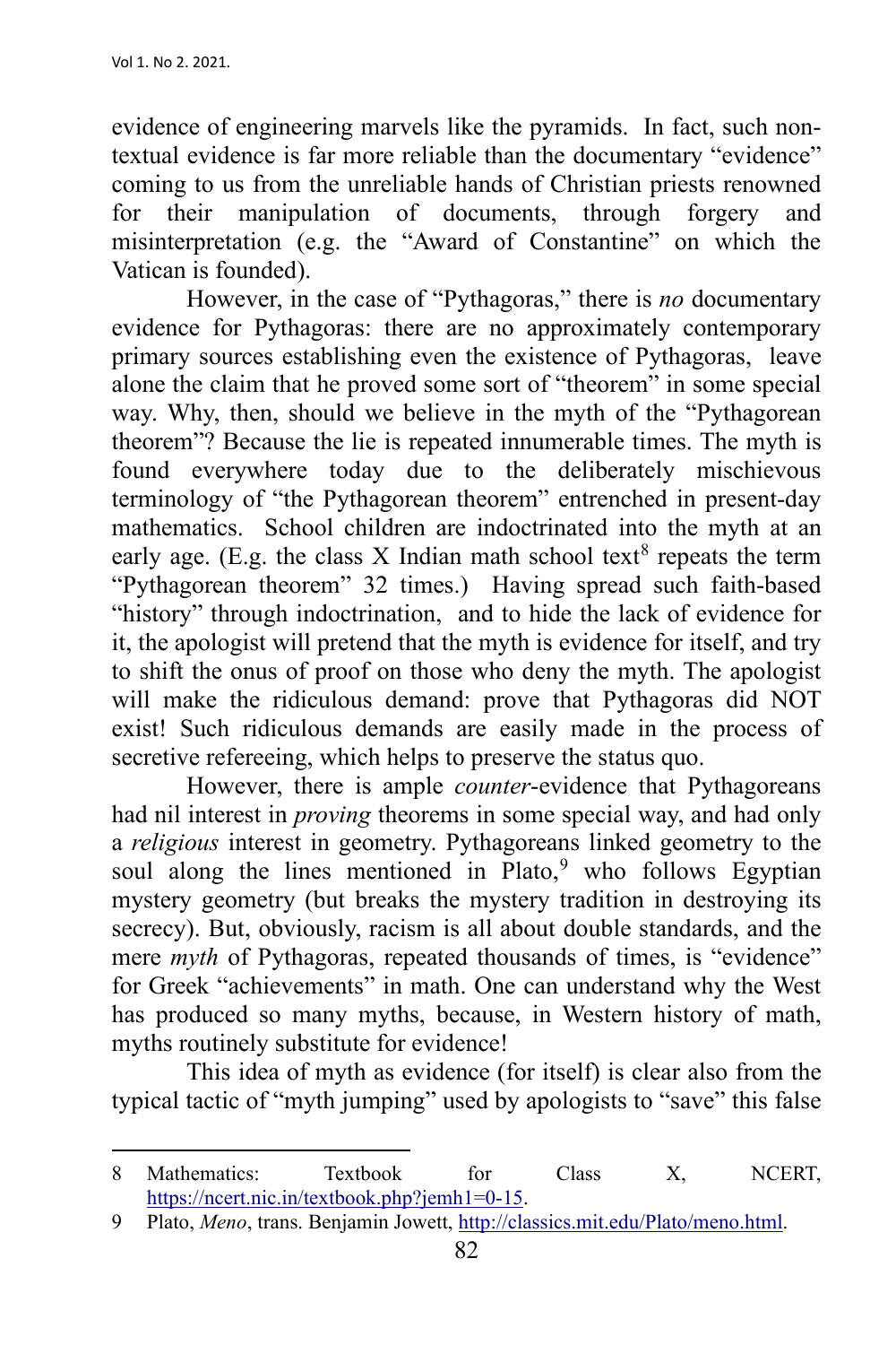evidence of engineering marvels like the pyramids. In fact, such non-textual evidence is far more reliable than the documentary "evidence" coming to us from the unreliable hands of Christian priests renowned for their manipulation of documents, through forgery and misinterpretation (e.g. the "Award of Constantine" on which the Vatican is founded).

However, in the case of "Pythagoras," there is *no* documentary evidence for Pythagoras: there are no approximately contemporary primary sources establishing even the existence of Pythagoras, leave alone the claim that he proved some sort of "theorem" in some special way. Why, then, should we believe in the myth of the "Pythagorean theorem"? Because the lie is repeated innumerable times. The myth is found everywhere today due to the deliberately mischievous terminology of "the Pythagorean theorem" entrenched in present-day mathematics. School children are indoctrinated into the myth at an early age. (E.g. the class X Indian math school text[8] repeats the term "Pythagorean theorem" 32 times.) Having spread such faith-based "history" through indoctrination, and to hide the lack of evidence for it, the apologist will pretend that the myth is evidence for itself, and try to shift the onus of proof on those who deny the myth. The apologist will make the ridiculous demand: prove that Pythagoras did NOT exist! Such ridiculous demands are easily made in the process of secretive refereeing, which helps to preserve the status quo.

However, there is ample *counter*-evidence that Pythagoreans had nil interest in *proving* theorems in some special way, and had only a *religious* interest in geometry. Pythagoreans linked geometry to the soul along the lines mentioned in Plato,[9] who follows Egyptian mystery geometry (but breaks the mystery tradition in destroying its secrecy). But, obviously, racism is all about double standards, and the mere *myth* of Pythagoras, repeated thousands of times, is "evidence" for Greek "achievements" in math. One can understand why the West has produced so many myths, because, in Western history of math, myths routinely substitute for evidence!

This idea of myth as evidence (for itself) is clear also from the typical tactic of "myth jumping" used by apologists to "save" this false

---

8 Mathematics: Textbook for Class X, NCERT, https://ncert.nic.in/textbook.php?jemh1=0-15.

9 Plato, *Meno*, trans. Benjamin Jowett, http://classics.mit.edu/Plato/meno.html.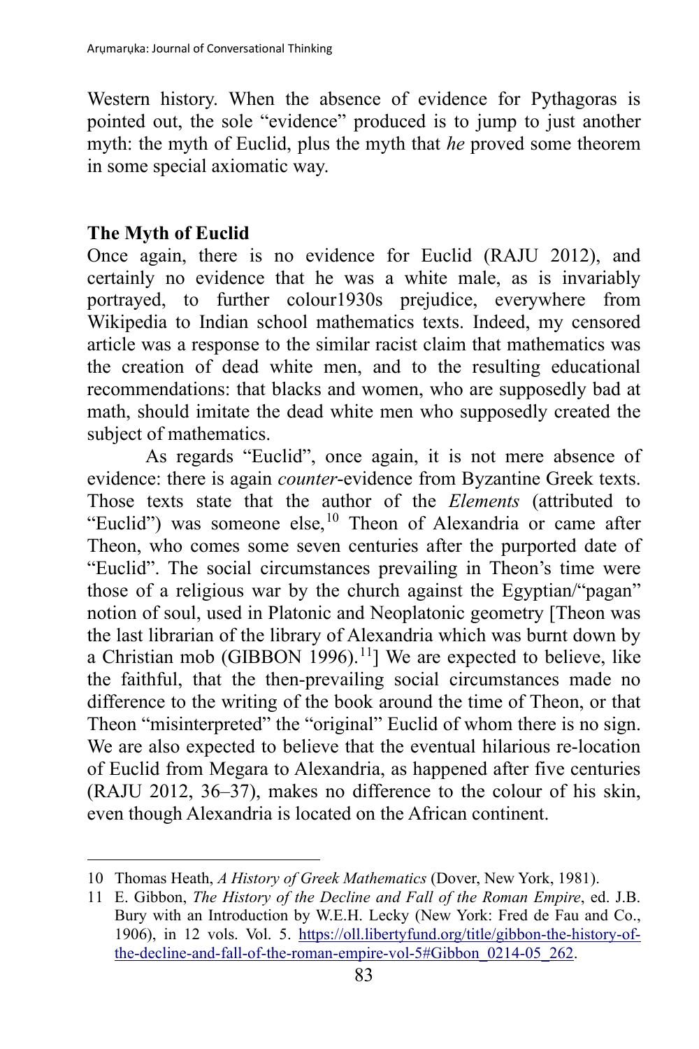Western history. When the absence of evidence for Pythagoras is pointed out, the sole "evidence" produced is to jump to just another myth: the myth of Euclid, plus the myth that *he* proved some theorem in some special axiomatic way.

**The Myth of Euclid**

Once again, there is no evidence for Euclid (RAJU 2012), and certainly no evidence that he was a white male, as is invariably portrayed, to further colour1930s prejudice, everywhere from Wikipedia to Indian school mathematics texts. Indeed, my censored article was a response to the similar racist claim that mathematics was the creation of dead white men, and to the resulting educational recommendations: that blacks and women, who are supposedly bad at math, should imitate the dead white men who supposedly created the subject of mathematics.

As regards "Euclid", once again, it is not mere absence of evidence: there is again *counter*-evidence from Byzantine Greek texts. Those texts state that the author of the *Elements* (attributed to "Euclid") was someone else,[10] Theon of Alexandria or came after Theon, who comes some seven centuries after the purported date of "Euclid". The social circumstances prevailing in Theon's time were those of a religious war by the church against the Egyptian/"pagan" notion of soul, used in Platonic and Neoplatonic geometry [Theon was the last librarian of the library of Alexandria which was burnt down by a Christian mob (GIBBON 1996).[11]] We are expected to believe, like the faithful, that the then-prevailing social circumstances made no difference to the writing of the book around the time of Theon, or that Theon "misinterpreted" the "original" Euclid of whom there is no sign. We are also expected to believe that the eventual hilarious re-location of Euclid from Megara to Alexandria, as happened after five centuries (RAJU 2012, 36–37), makes no difference to the colour of his skin, even though Alexandria is located on the African continent.

---

10 Thomas Heath, *A History of Greek Mathematics* (Dover, New York, 1981).

11 E. Gibbon, *The History of the Decline and Fall of the Roman Empire*, ed. J.B. Bury with an Introduction by W.E.H. Lecky (New York: Fred de Fau and Co., 1906), in 12 vols. Vol. 5. https://oll.libertyfund.org/title/gibbon-the-history-of-the-decline-and-fall-of-the-roman-empire-vol-5#Gibbon_0214-05_262.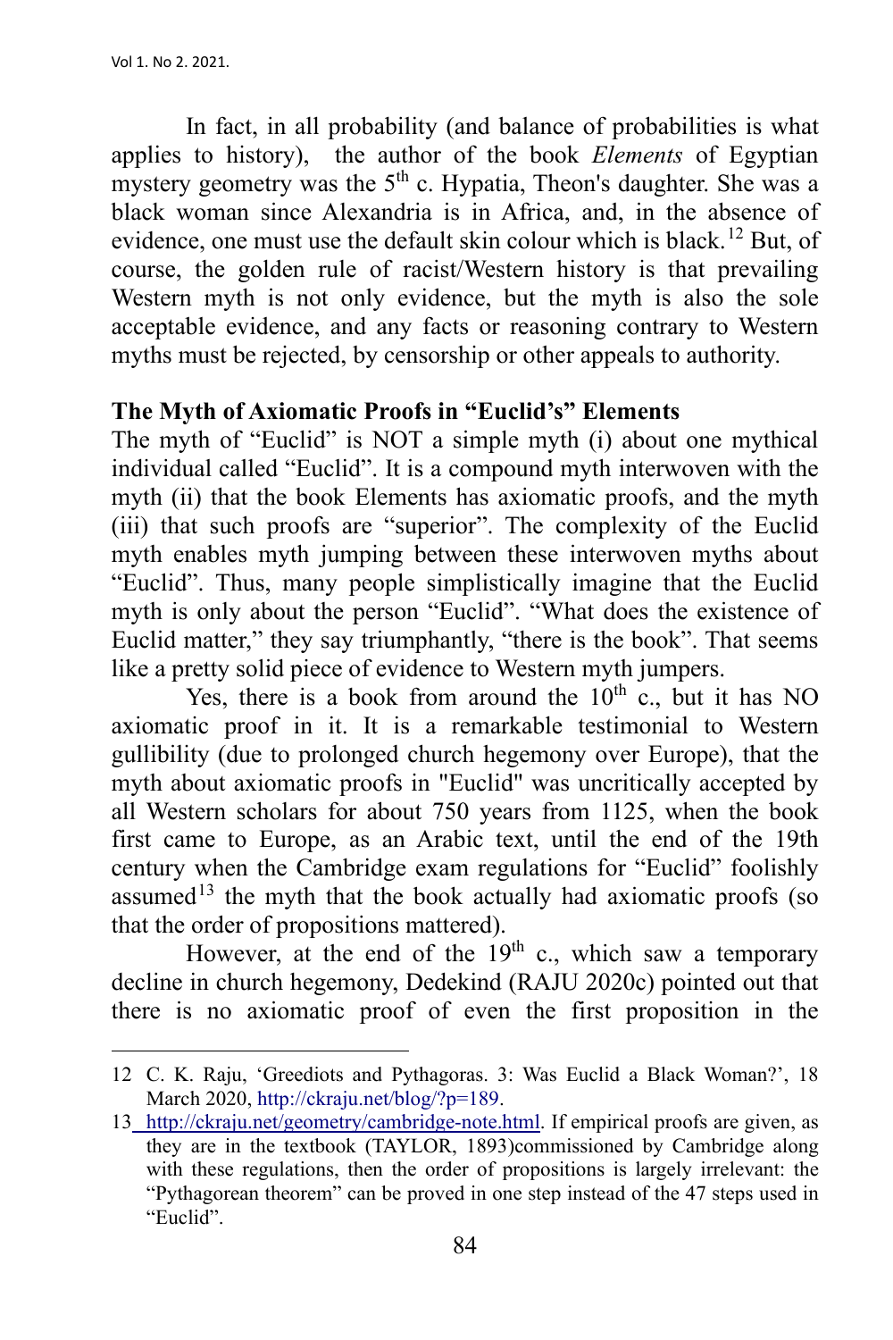In fact, in all probability (and balance of probabilities is what applies to history), the author of the book *Elements* of Egyptian mystery geometry was the 5th c. Hypatia, Theon's daughter. She was a black woman since Alexandria is in Africa, and, in the absence of evidence, one must use the default skin colour which is black.[12] But, of course, the golden rule of racist/Western history is that prevailing Western myth is not only evidence, but the myth is also the sole acceptable evidence, and any facts or reasoning contrary to Western myths must be rejected, by censorship or other appeals to authority.

**The Myth of Axiomatic Proofs in "Euclid's" Elements**

The myth of "Euclid" is NOT a simple myth (i) about one mythical individual called "Euclid". It is a compound myth interwoven with the myth (ii) that the book Elements has axiomatic proofs, and the myth (iii) that such proofs are "superior". The complexity of the Euclid myth enables myth jumping between these interwoven myths about "Euclid". Thus, many people simplistically imagine that the Euclid myth is only about the person "Euclid". "What does the existence of Euclid matter," they say triumphantly, "there is the book". That seems like a pretty solid piece of evidence to Western myth jumpers.

Yes, there is a book from around the 10th c., but it has NO axiomatic proof in it. It is a remarkable testimonial to Western gullibility (due to prolonged church hegemony over Europe), that the myth about axiomatic proofs in "Euclid" was uncritically accepted by all Western scholars for about 750 years from 1125, when the book first came to Europe, as an Arabic text, until the end of the 19th century when the Cambridge exam regulations for "Euclid" foolishly assumed[13] the myth that the book actually had axiomatic proofs (so that the order of propositions mattered).

However, at the end of the 19th c., which saw a temporary decline in church hegemony, Dedekind (RAJU 2020c) pointed out that there is no axiomatic proof of even the first proposition in the

---

12 C. K. Raju, 'Greediots and Pythagoras. 3: Was Euclid a Black Woman?', 18 March 2020, http://ckraju.net/blog/?p=189.

13 http://ckraju.net/geometry/cambridge-note.html. If empirical proofs are given, as they are in the textbook (TAYLOR, 1893)commissioned by Cambridge along with these regulations, then the order of propositions is largely irrelevant: the "Pythagorean theorem" can be proved in one step instead of the 47 steps used in "Euclid".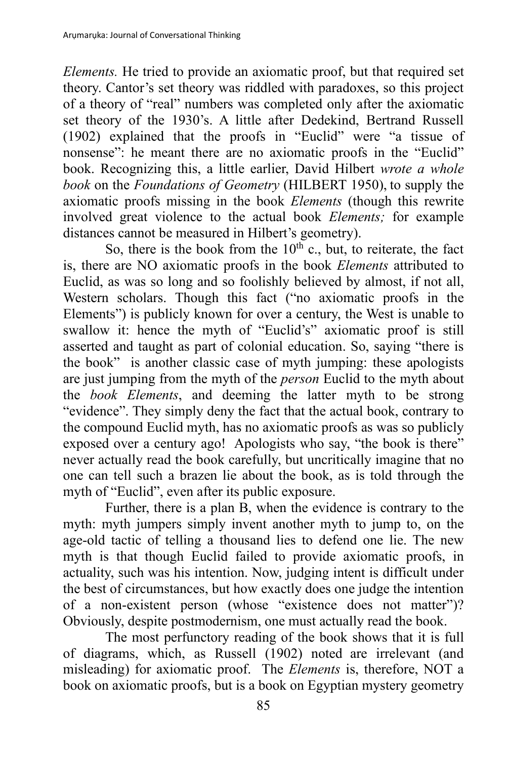*Elements.* He tried to provide an axiomatic proof, but that required set theory. Cantor's set theory was riddled with paradoxes, so this project of a theory of "real" numbers was completed only after the axiomatic set theory of the 1930's. A little after Dedekind, Bertrand Russell (1902) explained that the proofs in "Euclid" were "a tissue of nonsense": he meant there are no axiomatic proofs in the "Euclid" book. Recognizing this, a little earlier, David Hilbert *wrote a whole book* on the *Foundations of Geometry* (HILBERT 1950), to supply the axiomatic proofs missing in the book *Elements* (though this rewrite involved great violence to the actual book *Elements;* for example distances cannot be measured in Hilbert's geometry).

So, there is the book from the 10th c., but, to reiterate, the fact is, there are NO axiomatic proofs in the book *Elements* attributed to Euclid, as was so long and so foolishly believed by almost, if not all, Western scholars. Though this fact ("no axiomatic proofs in the Elements") is publicly known for over a century, the West is unable to swallow it: hence the myth of "Euclid's" axiomatic proof is still asserted and taught as part of colonial education. So, saying "there is the book" is another classic case of myth jumping: these apologists are just jumping from the myth of the *person* Euclid to the myth about the *book Elements*, and deeming the latter myth to be strong "evidence". They simply deny the fact that the actual book, contrary to the compound Euclid myth, has no axiomatic proofs as was so publicly exposed over a century ago! Apologists who say, "the book is there" never actually read the book carefully, but uncritically imagine that no one can tell such a brazen lie about the book, as is told through the myth of "Euclid", even after its public exposure.

Further, there is a plan B, when the evidence is contrary to the myth: myth jumpers simply invent another myth to jump to, on the age-old tactic of telling a thousand lies to defend one lie. The new myth is that though Euclid failed to provide axiomatic proofs, in actuality, such was his intention. Now, judging intent is difficult under the best of circumstances, but how exactly does one judge the intention of a non-existent person (whose "existence does not matter")? Obviously, despite postmodernism, one must actually read the book.

The most perfunctory reading of the book shows that it is full of diagrams, which, as Russell (1902) noted are irrelevant (and misleading) for axiomatic proof. The *Elements* is, therefore, NOT a book on axiomatic proofs, but is a book on Egyptian mystery geometry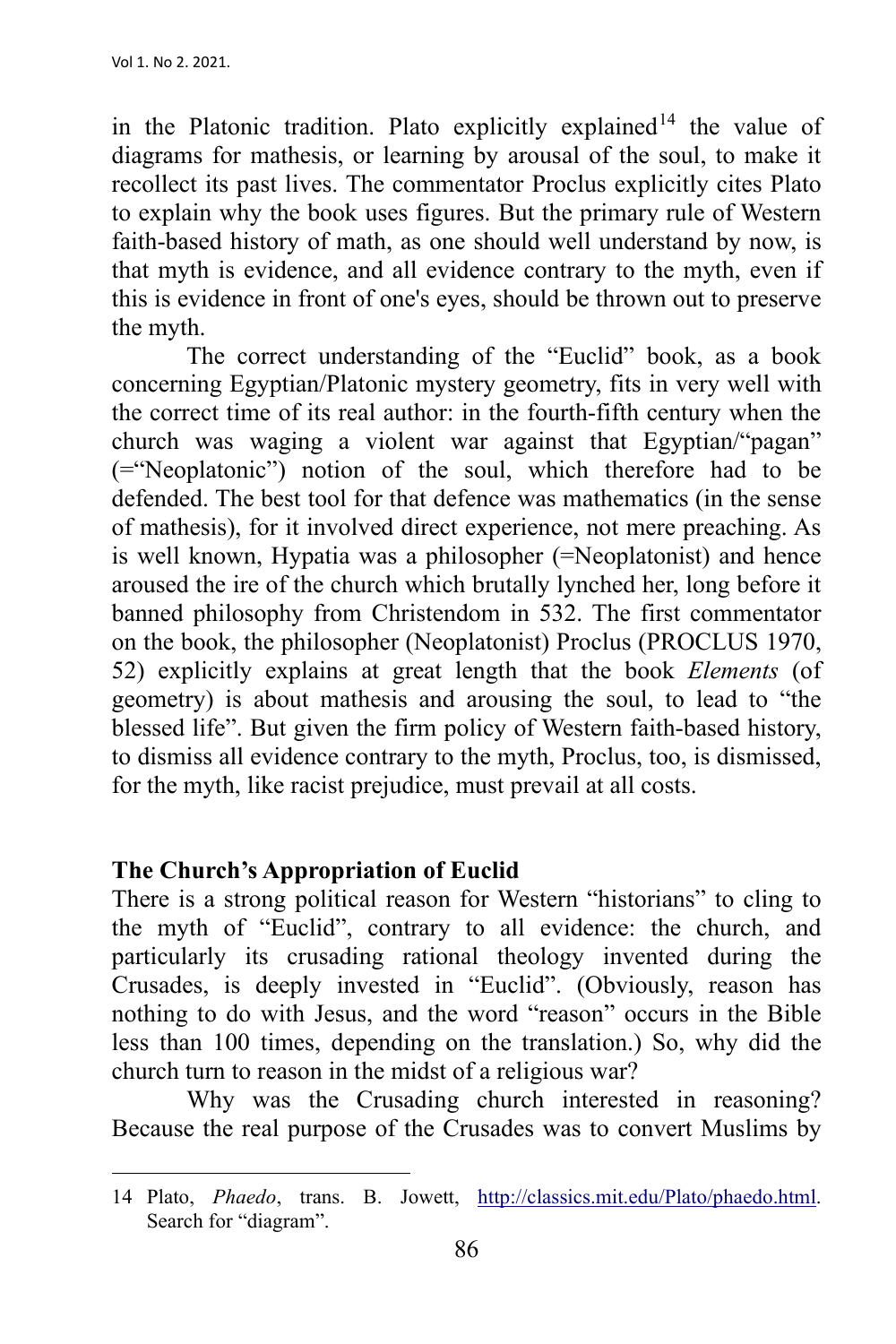in the Platonic tradition. Plato explicitly explained[14] the value of diagrams for mathesis, or learning by arousal of the soul, to make it recollect its past lives. The commentator Proclus explicitly cites Plato to explain why the book uses figures. But the primary rule of Western faith-based history of math, as one should well understand by now, is that myth is evidence, and all evidence contrary to the myth, even if this is evidence in front of one's eyes, should be thrown out to preserve the myth.

The correct understanding of the "Euclid" book, as a book concerning Egyptian/Platonic mystery geometry, fits in very well with the correct time of its real author: in the fourth-fifth century when the church was waging a violent war against that Egyptian/"pagan" (="Neoplatonic") notion of the soul, which therefore had to be defended. The best tool for that defence was mathematics (in the sense of mathesis), for it involved direct experience, not mere preaching. As is well known, Hypatia was a philosopher (=Neoplatonist) and hence aroused the ire of the church which brutally lynched her, long before it banned philosophy from Christendom in 532. The first commentator on the book, the philosopher (Neoplatonist) Proclus (PROCLUS 1970, 52) explicitly explains at great length that the book *Elements* (of geometry) is about mathesis and arousing the soul, to lead to "the blessed life". But given the firm policy of Western faith-based history, to dismiss all evidence contrary to the myth, Proclus, too, is dismissed, for the myth, like racist prejudice, must prevail at all costs.

## The Church's Appropriation of Euclid

There is a strong political reason for Western "historians" to cling to the myth of "Euclid", contrary to all evidence: the church, and particularly its crusading rational theology invented during the Crusades, is deeply invested in "Euclid". (Obviously, reason has nothing to do with Jesus, and the word "reason" occurs in the Bible less than 100 times, depending on the translation.) So, why did the church turn to reason in the midst of a religious war?

Why was the Crusading church interested in reasoning? Because the real purpose of the Crusades was to convert Muslims by

---

[14] Plato, *Phaedo*, trans. B. Jowett, http://classics.mit.edu/Plato/phaedo.html. Search for "diagram".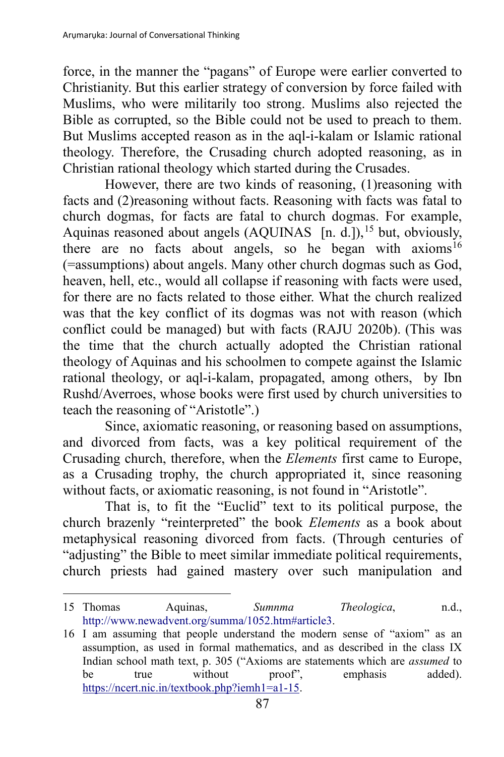force, in the manner the "pagans" of Europe were earlier converted to Christianity. But this earlier strategy of conversion by force failed with Muslims, who were militarily too strong. Muslims also rejected the Bible as corrupted, so the Bible could not be used to preach to them. But Muslims accepted reason as in the aql-i-kalam or Islamic rational theology. Therefore, the Crusading church adopted reasoning, as in Christian rational theology which started during the Crusades.

However, there are two kinds of reasoning, (1)reasoning with facts and (2)reasoning without facts. Reasoning with facts was fatal to church dogmas, for facts are fatal to church dogmas. For example, Aquinas reasoned about angels (AQUINAS [n. d.]),[15] but, obviously, there are no facts about angels, so he began with axioms[16] (=assumptions) about angels. Many other church dogmas such as God, heaven, hell, etc., would all collapse if reasoning with facts were used, for there are no facts related to those either. What the church realized was that the key conflict of its dogmas was not with reason (which conflict could be managed) but with facts (RAJU 2020b). (This was the time that the church actually adopted the Christian rational theology of Aquinas and his schoolmen to compete against the Islamic rational theology, or aql-i-kalam, propagated, among others, by Ibn Rushd/Averroes, whose books were first used by church universities to teach the reasoning of "Aristotle".)

Since, axiomatic reasoning, or reasoning based on assumptions, and divorced from facts, was a key political requirement of the Crusading church, therefore, when the *Elements* first came to Europe, as a Crusading trophy, the church appropriated it, since reasoning without facts, or axiomatic reasoning, is not found in "Aristotle".

That is, to fit the "Euclid" text to its political purpose, the church brazenly "reinterpreted" the book *Elements* as a book about metaphysical reasoning divorced from facts. (Through centuries of "adjusting" the Bible to meet similar immediate political requirements, church priests had gained mastery over such manipulation and

---

15 Thomas Aquinas, *Sumnma Theologica*, n.d., http://www.newadvent.org/summa/1052.htm#article3.

16 I am assuming that people understand the modern sense of "axiom" as an assumption, as used in formal mathematics, and as described in the class IX Indian school math text, p. 305 ("Axioms are statements which are *assumed* to be true without proof", emphasis added). https://ncert.nic.in/textbook.php?iemh1=a1-15.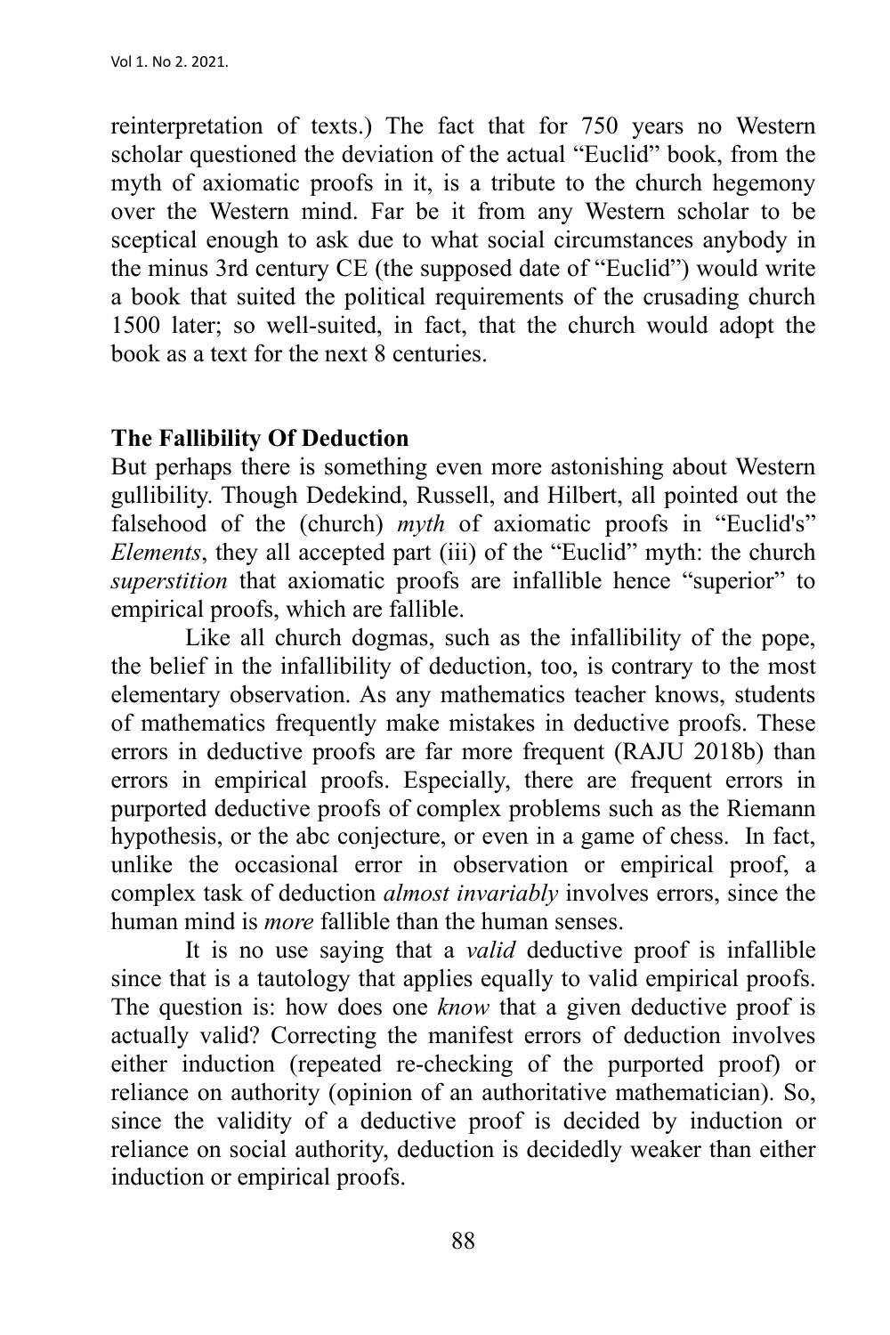reinterpretation of texts.) The fact that for 750 years no Western scholar questioned the deviation of the actual "Euclid" book, from the myth of axiomatic proofs in it, is a tribute to the church hegemony over the Western mind. Far be it from any Western scholar to be sceptical enough to ask due to what social circumstances anybody in the minus 3rd century CE (the supposed date of "Euclid") would write a book that suited the political requirements of the crusading church 1500 later; so well-suited, in fact, that the church would adopt the book as a text for the next 8 centuries.

## The Fallibility Of Deduction

But perhaps there is something even more astonishing about Western gullibility. Though Dedekind, Russell, and Hilbert, all pointed out the falsehood of the (church) *myth* of axiomatic proofs in "Euclid's" *Elements*, they all accepted part (iii) of the "Euclid" myth: the church *superstition* that axiomatic proofs are infallible hence "superior" to empirical proofs, which are fallible.

Like all church dogmas, such as the infallibility of the pope, the belief in the infallibility of deduction, too, is contrary to the most elementary observation. As any mathematics teacher knows, students of mathematics frequently make mistakes in deductive proofs. These errors in deductive proofs are far more frequent (RAJU 2018b) than errors in empirical proofs. Especially, there are frequent errors in purported deductive proofs of complex problems such as the Riemann hypothesis, or the abc conjecture, or even in a game of chess. In fact, unlike the occasional error in observation or empirical proof, a complex task of deduction *almost invariably* involves errors, since the human mind is *more* fallible than the human senses.

It is no use saying that a *valid* deductive proof is infallible since that is a tautology that applies equally to valid empirical proofs. The question is: how does one *know* that a given deductive proof is actually valid? Correcting the manifest errors of deduction involves either induction (repeated re-checking of the purported proof) or reliance on authority (opinion of an authoritative mathematician). So, since the validity of a deductive proof is decided by induction or reliance on social authority, deduction is decidedly weaker than either induction or empirical proofs.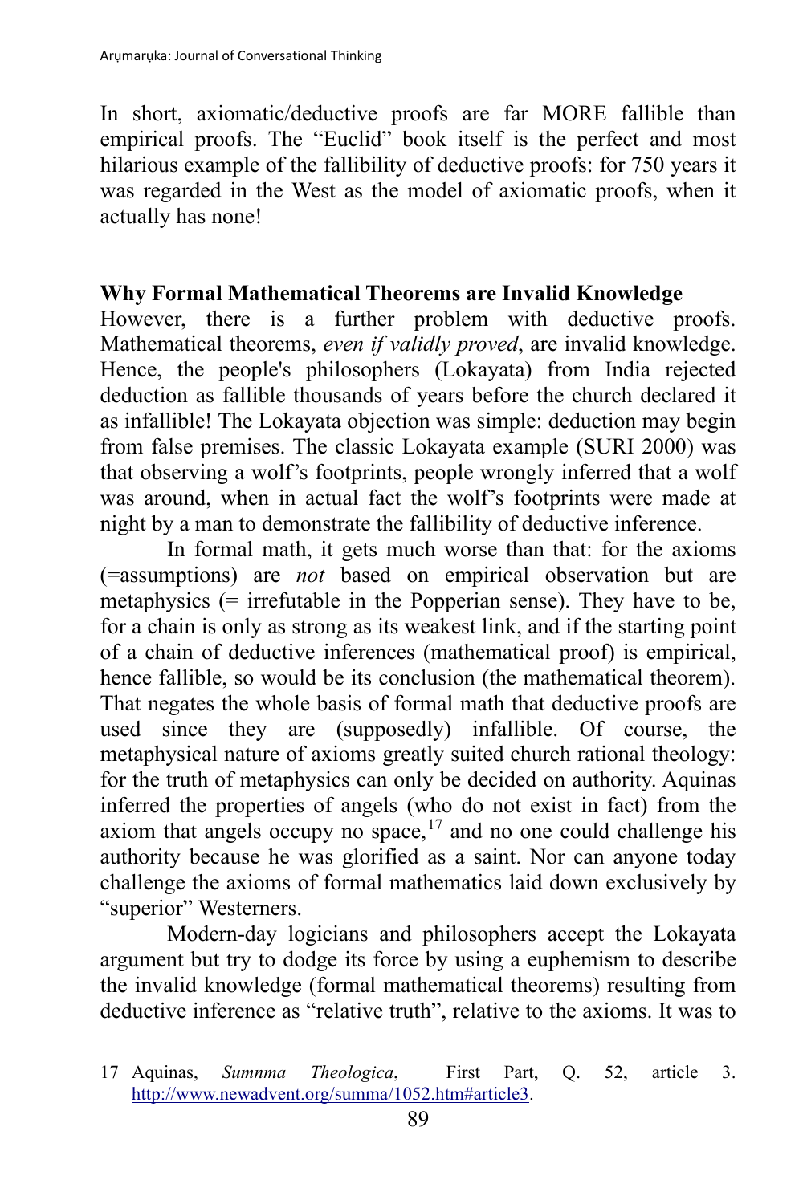In short, axiomatic/deductive proofs are far MORE fallible than empirical proofs. The "Euclid" book itself is the perfect and most hilarious example of the fallibility of deductive proofs: for 750 years it was regarded in the West as the model of axiomatic proofs, when it actually has none!

## Why Formal Mathematical Theorems are Invalid Knowledge

However, there is a further problem with deductive proofs. Mathematical theorems, *even if validly proved*, are invalid knowledge. Hence, the people's philosophers (Lokayata) from India rejected deduction as fallible thousands of years before the church declared it as infallible! The Lokayata objection was simple: deduction may begin from false premises. The classic Lokayata example (SURI 2000) was that observing a wolf's footprints, people wrongly inferred that a wolf was around, when in actual fact the wolf's footprints were made at night by a man to demonstrate the fallibility of deductive inference.

In formal math, it gets much worse than that: for the axioms (=assumptions) are *not* based on empirical observation but are metaphysics (= irrefutable in the Popperian sense). They have to be, for a chain is only as strong as its weakest link, and if the starting point of a chain of deductive inferences (mathematical proof) is empirical, hence fallible, so would be its conclusion (the mathematical theorem). That negates the whole basis of formal math that deductive proofs are used since they are (supposedly) infallible. Of course, the metaphysical nature of axioms greatly suited church rational theology: for the truth of metaphysics can only be decided on authority. Aquinas inferred the properties of angels (who do not exist in fact) from the axiom that angels occupy no space,[17] and no one could challenge his authority because he was glorified as a saint. Nor can anyone today challenge the axioms of formal mathematics laid down exclusively by "superior" Westerners.

Modern-day logicians and philosophers accept the Lokayata argument but try to dodge its force by using a euphemism to describe the invalid knowledge (formal mathematical theorems) resulting from deductive inference as "relative truth", relative to the axioms. It was to

---

17 Aquinas, *Sumnma Theologica*, First Part, Q. 52, article 3. http://www.newadvent.org/summa/1052.htm#article3.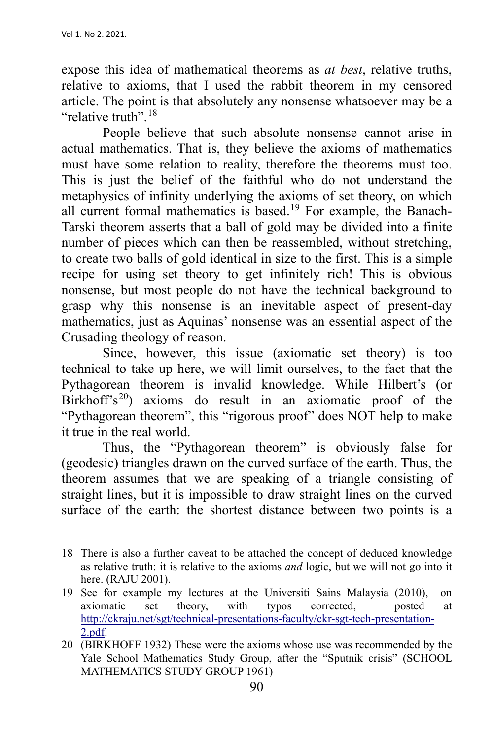expose this idea of mathematical theorems as *at best*, relative truths, relative to axioms, that I used the rabbit theorem in my censored article. The point is that absolutely any nonsense whatsoever may be a "relative truth".[18]

People believe that such absolute nonsense cannot arise in actual mathematics. That is, they believe the axioms of mathematics must have some relation to reality, therefore the theorems must too. This is just the belief of the faithful who do not understand the metaphysics of infinity underlying the axioms of set theory, on which all current formal mathematics is based.[19] For example, the Banach-Tarski theorem asserts that a ball of gold may be divided into a finite number of pieces which can then be reassembled, without stretching, to create two balls of gold identical in size to the first. This is a simple recipe for using set theory to get infinitely rich! This is obvious nonsense, but most people do not have the technical background to grasp why this nonsense is an inevitable aspect of present-day mathematics, just as Aquinas' nonsense was an essential aspect of the Crusading theology of reason.

Since, however, this issue (axiomatic set theory) is too technical to take up here, we will limit ourselves, to the fact that the Pythagorean theorem is invalid knowledge. While Hilbert's (or Birkhoff's[20]) axioms do result in an axiomatic proof of the "Pythagorean theorem", this "rigorous proof" does NOT help to make it true in the real world.

Thus, the "Pythagorean theorem" is obviously false for (geodesic) triangles drawn on the curved surface of the earth. Thus, the theorem assumes that we are speaking of a triangle consisting of straight lines, but it is impossible to draw straight lines on the curved surface of the earth: the shortest distance between two points is a

---

18 There is also a further caveat to be attached the concept of deduced knowledge as relative truth: it is relative to the axioms *and* logic, but we will not go into it here. (RAJU 2001).

19 See for example my lectures at the Universiti Sains Malaysia (2010), on axiomatic set theory, with typos corrected, posted at [http://ckraju.net/sgt/technical-presentations-faculty/ckr-sgt-tech-presentation-2.pdf](http://ckraju.net/sgt/technical-presentations-faculty/ckr-sgt-tech-presentation-2.pdf).

20 (BIRKHOFF 1932) These were the axioms whose use was recommended by the Yale School Mathematics Study Group, after the "Sputnik crisis" (SCHOOL MATHEMATICS STUDY GROUP 1961)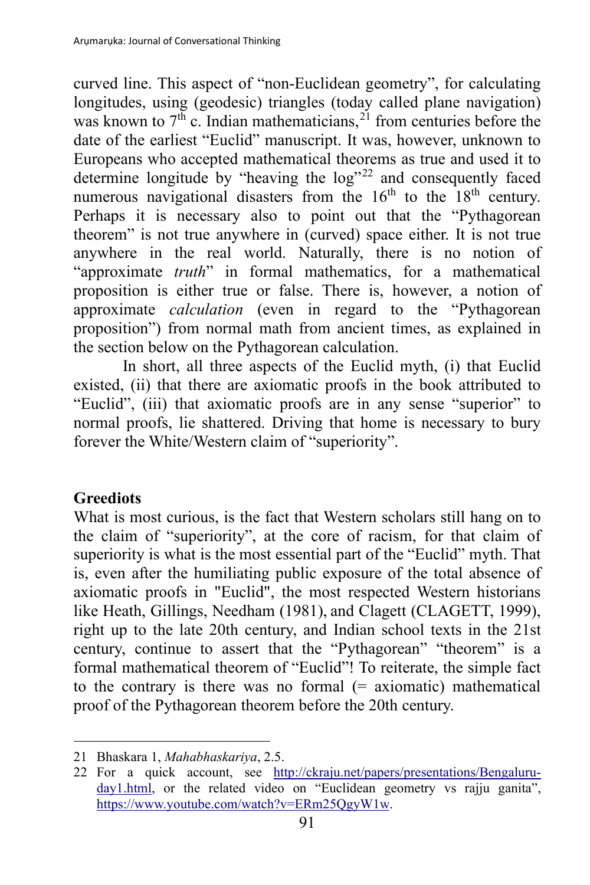curved line. This aspect of "non-Euclidean geometry", for calculating longitudes, using (geodesic) triangles (today called plane navigation) was known to 7th c. Indian mathematicians,[21] from centuries before the date of the earliest "Euclid" manuscript. It was, however, unknown to Europeans who accepted mathematical theorems as true and used it to determine longitude by "heaving the log"[22] and consequently faced numerous navigational disasters from the 16th to the 18th century. Perhaps it is necessary also to point out that the "Pythagorean theorem" is not true anywhere in (curved) space either. It is not true anywhere in the real world. Naturally, there is no notion of "approximate *truth*" in formal mathematics, for a mathematical proposition is either true or false. There is, however, a notion of approximate *calculation* (even in regard to the "Pythagorean proposition") from normal math from ancient times, as explained in the section below on the Pythagorean calculation.

In short, all three aspects of the Euclid myth, (i) that Euclid existed, (ii) that there are axiomatic proofs in the book attributed to "Euclid", (iii) that axiomatic proofs are in any sense "superior" to normal proofs, lie shattered. Driving that home is necessary to bury forever the White/Western claim of "superiority".

**Greediots**

What is most curious, is the fact that Western scholars still hang on to the claim of "superiority", at the core of racism, for that claim of superiority is what is the most essential part of the "Euclid" myth. That is, even after the humiliating public exposure of the total absence of axiomatic proofs in "Euclid", the most respected Western historians like Heath, Gillings, Needham (1981), and Clagett (CLAGETT, 1999), right up to the late 20th century, and Indian school texts in the 21st century, continue to assert that the "Pythagorean" "theorem" is a formal mathematical theorem of "Euclid"! To reiterate, the simple fact to the contrary is there was no formal (= axiomatic) mathematical proof of the Pythagorean theorem before the 20th century.

---

21 Bhaskara 1, *Mahabhaskariya*, 2.5.

22 For a quick account, see http://ckraju.net/papers/presentations/Bengaluru-day1.html, or the related video on "Euclidean geometry vs rajju ganita", https://www.youtube.com/watch?v=ERm25QgyW1w.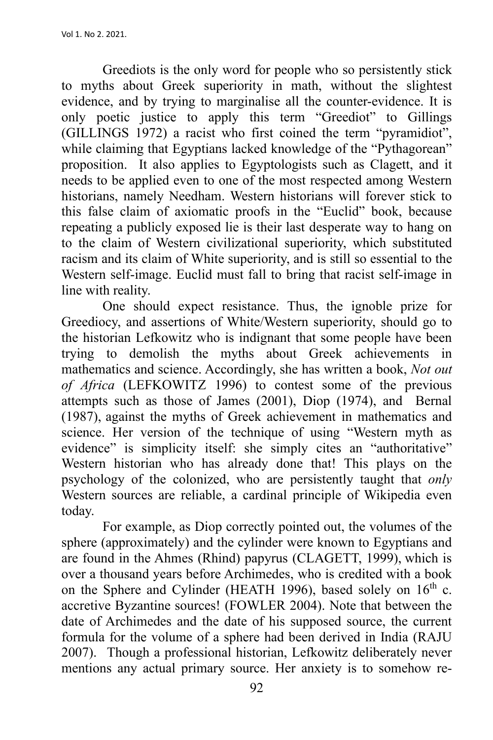Greediots is the only word for people who so persistently stick to myths about Greek superiority in math, without the slightest evidence, and by trying to marginalise all the counter-evidence. It is only poetic justice to apply this term "Greediot" to Gillings (GILLINGS 1972) a racist who first coined the term "pyramidiot", while claiming that Egyptians lacked knowledge of the "Pythagorean" proposition. It also applies to Egyptologists such as Clagett, and it needs to be applied even to one of the most respected among Western historians, namely Needham. Western historians will forever stick to this false claim of axiomatic proofs in the "Euclid" book, because repeating a publicly exposed lie is their last desperate way to hang on to the claim of Western civilizational superiority, which substituted racism and its claim of White superiority, and is still so essential to the Western self-image. Euclid must fall to bring that racist self-image in line with reality.

One should expect resistance. Thus, the ignoble prize for Greediocy, and assertions of White/Western superiority, should go to the historian Lefkowitz who is indignant that some people have been trying to demolish the myths about Greek achievements in mathematics and science. Accordingly, she has written a book, *Not out of Africa* (LEFKOWITZ 1996) to contest some of the previous attempts such as those of James (2001), Diop (1974), and Bernal (1987), against the myths of Greek achievement in mathematics and science. Her version of the technique of using "Western myth as evidence" is simplicity itself: she simply cites an "authoritative" Western historian who has already done that! This plays on the psychology of the colonized, who are persistently taught that *only* Western sources are reliable, a cardinal principle of Wikipedia even today.

For example, as Diop correctly pointed out, the volumes of the sphere (approximately) and the cylinder were known to Egyptians and are found in the Ahmes (Rhind) papyrus (CLAGETT, 1999), which is over a thousand years before Archimedes, who is credited with a book on the Sphere and Cylinder (HEATH 1996), based solely on 16th c. accretive Byzantine sources! (FOWLER 2004). Note that between the date of Archimedes and the date of his supposed source, the current formula for the volume of a sphere had been derived in India (RAJU 2007). Though a professional historian, Lefkowitz deliberately never mentions any actual primary source. Her anxiety is to somehow re-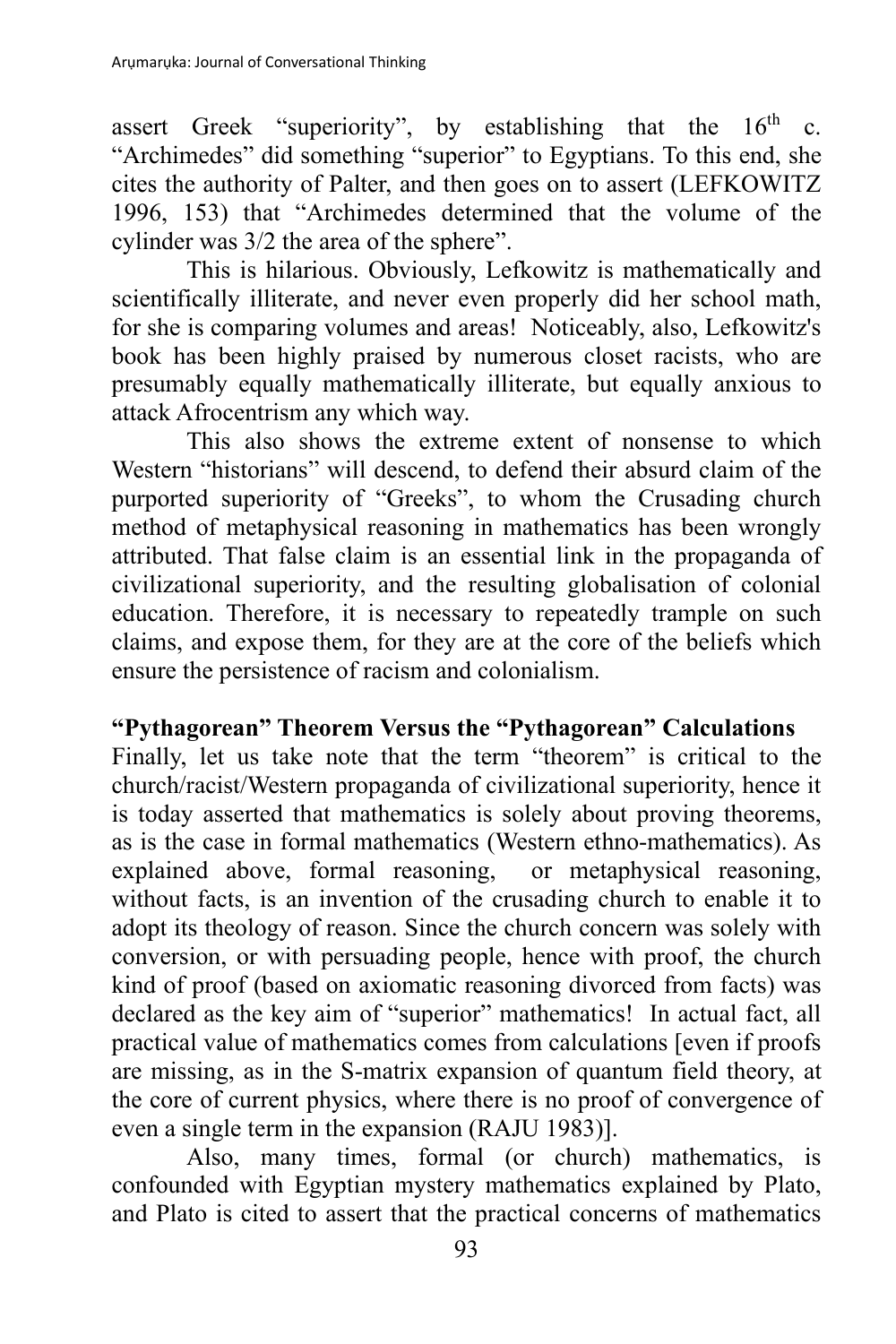assert Greek "superiority", by establishing that the $16^{th}$ c. "Archimedes" did something "superior" to Egyptians. To this end, she cites the authority of Palter, and then goes on to assert (LEFKOWITZ 1996, 153) that "Archimedes determined that the volume of the cylinder was 3/2 the area of the sphere".

This is hilarious. Obviously, Lefkowitz is mathematically and scientifically illiterate, and never even properly did her school math, for she is comparing volumes and areas! Noticeably, also, Lefkowitz's book has been highly praised by numerous closet racists, who are presumably equally mathematically illiterate, but equally anxious to attack Afrocentrism any which way.

This also shows the extreme extent of nonsense to which Western "historians" will descend, to defend their absurd claim of the purported superiority of "Greeks", to whom the Crusading church method of metaphysical reasoning in mathematics has been wrongly attributed. That false claim is an essential link in the propaganda of civilizational superiority, and the resulting globalisation of colonial education. Therefore, it is necessary to repeatedly trample on such claims, and expose them, for they are at the core of the beliefs which ensure the persistence of racism and colonialism.

**"Pythagorean" Theorem Versus the "Pythagorean" Calculations**

Finally, let us take note that the term "theorem" is critical to the church/racist/Western propaganda of civilizational superiority, hence it is today asserted that mathematics is solely about proving theorems, as is the case in formal mathematics (Western ethno-mathematics). As explained above, formal reasoning, or metaphysical reasoning, without facts, is an invention of the crusading church to enable it to adopt its theology of reason. Since the church concern was solely with conversion, or with persuading people, hence with proof, the church kind of proof (based on axiomatic reasoning divorced from facts) was declared as the key aim of "superior" mathematics! In actual fact, all practical value of mathematics comes from calculations [even if proofs are missing, as in the S-matrix expansion of quantum field theory, at the core of current physics, where there is no proof of convergence of even a single term in the expansion (RAJU 1983)].

Also, many times, formal (or church) mathematics, is confounded with Egyptian mystery mathematics explained by Plato, and Plato is cited to assert that the practical concerns of mathematics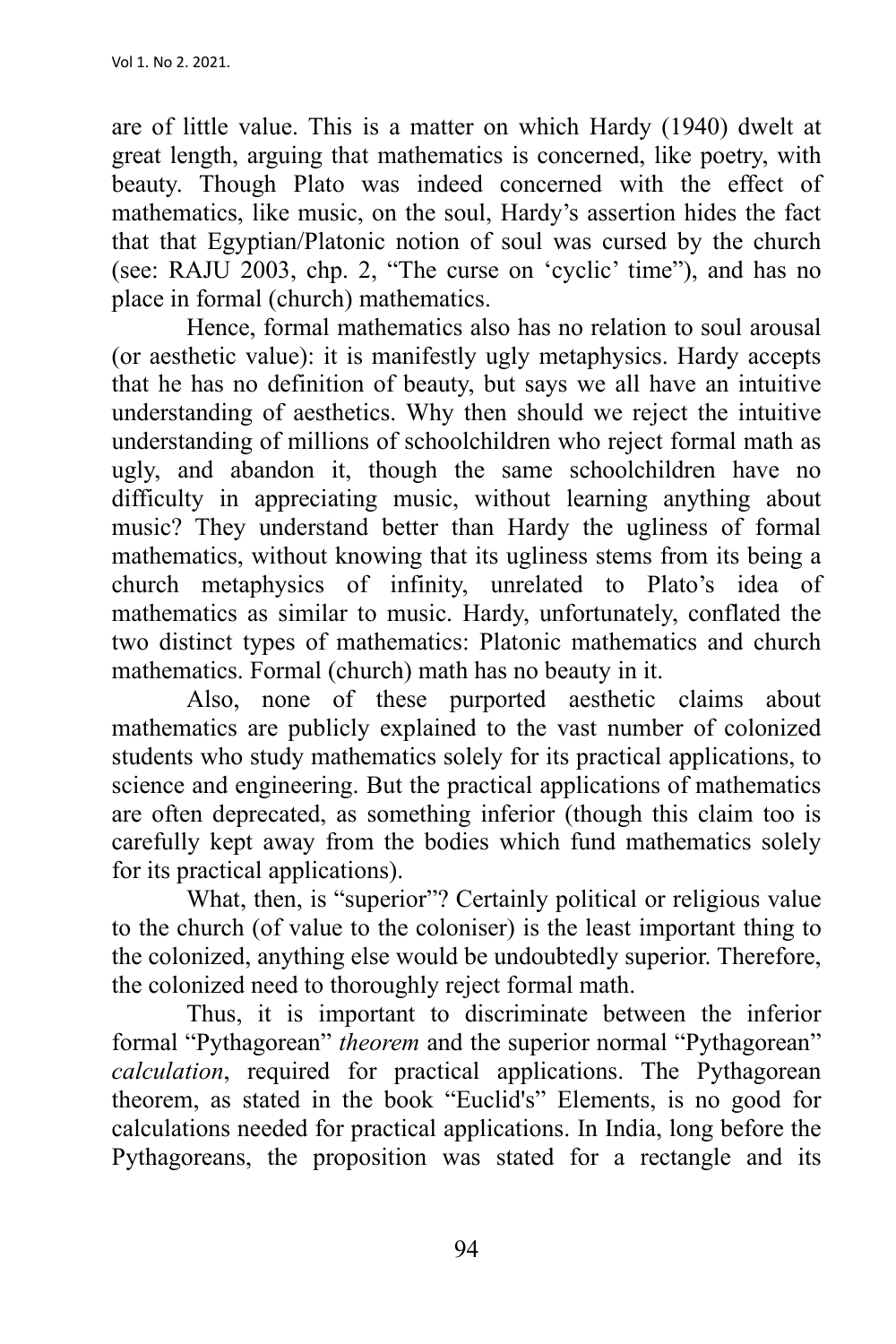are of little value. This is a matter on which Hardy (1940) dwelt at great length, arguing that mathematics is concerned, like poetry, with beauty. Though Plato was indeed concerned with the effect of mathematics, like music, on the soul, Hardy's assertion hides the fact that that Egyptian/Platonic notion of soul was cursed by the church (see: RAJU 2003, chp. 2, "The curse on 'cyclic' time"), and has no place in formal (church) mathematics.

Hence, formal mathematics also has no relation to soul arousal (or aesthetic value): it is manifestly ugly metaphysics. Hardy accepts that he has no definition of beauty, but says we all have an intuitive understanding of aesthetics. Why then should we reject the intuitive understanding of millions of schoolchildren who reject formal math as ugly, and abandon it, though the same schoolchildren have no difficulty in appreciating music, without learning anything about music? They understand better than Hardy the ugliness of formal mathematics, without knowing that its ugliness stems from its being a church metaphysics of infinity, unrelated to Plato's idea of mathematics as similar to music. Hardy, unfortunately, conflated the two distinct types of mathematics: Platonic mathematics and church mathematics. Formal (church) math has no beauty in it.

Also, none of these purported aesthetic claims about mathematics are publicly explained to the vast number of colonized students who study mathematics solely for its practical applications, to science and engineering. But the practical applications of mathematics are often deprecated, as something inferior (though this claim too is carefully kept away from the bodies which fund mathematics solely for its practical applications).

What, then, is "superior"? Certainly political or religious value to the church (of value to the coloniser) is the least important thing to the colonized, anything else would be undoubtedly superior. Therefore, the colonized need to thoroughly reject formal math.

Thus, it is important to discriminate between the inferior formal "Pythagorean" *theorem* and the superior normal "Pythagorean" *calculation*, required for practical applications. The Pythagorean theorem, as stated in the book "Euclid's" Elements, is no good for calculations needed for practical applications. In India, long before the Pythagoreans, the proposition was stated for a rectangle and its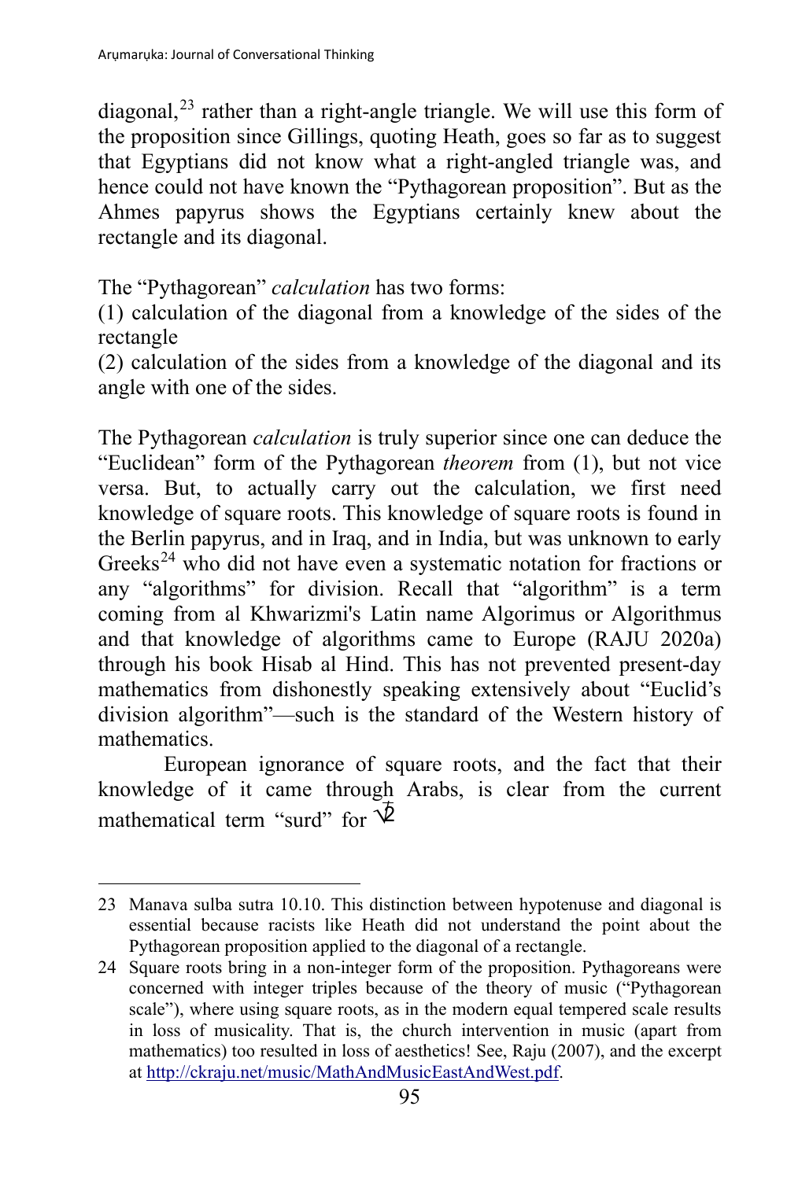diagonal,[23] rather than a right-angle triangle. We will use this form of the proposition since Gillings, quoting Heath, goes so far as to suggest that Egyptians did not know what a right-angled triangle was, and hence could not have known the "Pythagorean proposition". But as the Ahmes papyrus shows the Egyptians certainly knew about the rectangle and its diagonal.

The "Pythagorean" *calculation* has two forms:
(1) calculation of the diagonal from a knowledge of the sides of the rectangle
(2) calculation of the sides from a knowledge of the diagonal and its angle with one of the sides.

The Pythagorean *calculation* is truly superior since one can deduce the "Euclidean" form of the Pythagorean *theorem* from (1), but not vice versa. But, to actually carry out the calculation, we first need knowledge of square roots. This knowledge of square roots is found in the Berlin papyrus, and in Iraq, and in India, but was unknown to early Greeks[24] who did not have even a systematic notation for fractions or any "algorithms" for division. Recall that "algorithm" is a term coming from al Khwarizmi's Latin name Algorimus or Algorithmus and that knowledge of algorithms came to Europe (RAJU 2020a) through his book Hisab al Hind. This has not prevented present-day mathematics from dishonestly speaking extensively about "Euclid's division algorithm"—such is the standard of the Western history of mathematics.

European ignorance of square roots, and the fact that their knowledge of it came through Arabs, is clear from the current mathematical term "surd" for $\sqrt{2}$

23 Manava sulba sutra 10.10. This distinction between hypotenuse and diagonal is essential because racists like Heath did not understand the point about the Pythagorean proposition applied to the diagonal of a rectangle.

24 Square roots bring in a non-integer form of the proposition. Pythagoreans were concerned with integer triples because of the theory of music ("Pythagorean scale"), where using square roots, as in the modern equal tempered scale results in loss of musicality. That is, the church intervention in music (apart from mathematics) too resulted in loss of aesthetics! See, Raju (2007), and the excerpt at http://ckraju.net/music/MathAndMusicEastAndWest.pdf.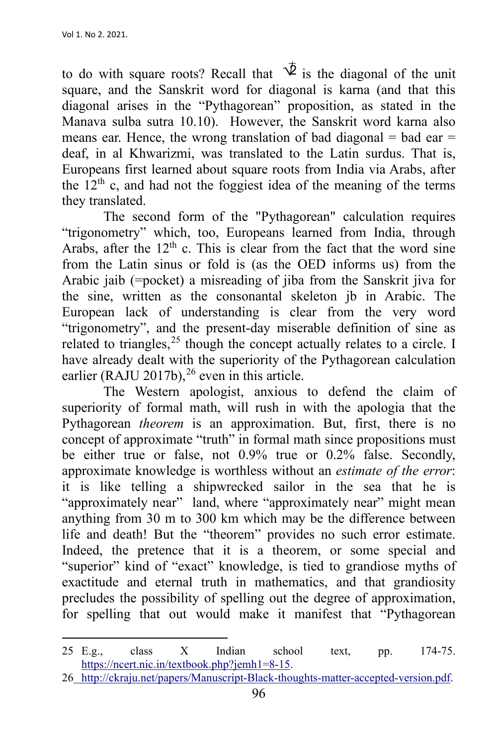to do with square roots? Recall that $\sqrt{2}$ is the diagonal of the unit square, and the Sanskrit word for diagonal is karna (and that this diagonal arises in the "Pythagorean" proposition, as stated in the Manava sulba sutra 10.10). However, the Sanskrit word karna also means ear. Hence, the wrong translation of bad diagonal = bad ear = deaf, in al Khwarizmi, was translated to the Latin surdus. That is, Europeans first learned about square roots from India via Arabs, after the 12th c, and had not the foggiest idea of the meaning of the terms they translated.

The second form of the "Pythagorean" calculation requires "trigonometry" which, too, Europeans learned from India, through Arabs, after the 12th c. This is clear from the fact that the word sine from the Latin sinus or fold is (as the OED informs us) from the Arabic jaib (=pocket) a misreading of jiba from the Sanskrit jiva for the sine, written as the consonantal skeleton jb in Arabic. The European lack of understanding is clear from the very word "trigonometry", and the present-day miserable definition of sine as related to triangles,[25] though the concept actually relates to a circle. I have already dealt with the superiority of the Pythagorean calculation earlier (RAJU 2017b),[26] even in this article.

The Western apologist, anxious to defend the claim of superiority of formal math, will rush in with the apologia that the Pythagorean *theorem* is an approximation. But, first, there is no concept of approximate "truth" in formal math since propositions must be either true or false, not 0.9% true or 0.2% false. Secondly, approximate knowledge is worthless without an *estimate of the error*: it is like telling a shipwrecked sailor in the sea that he is "approximately near" land, where "approximately near" might mean anything from 30 m to 300 km which may be the difference between life and death! But the "theorem" provides no such error estimate. Indeed, the pretence that it is a theorem, or some special and "superior" kind of "exact" knowledge, is tied to grandiose myths of exactitude and eternal truth in mathematics, and that grandiosity precludes the possibility of spelling out the degree of approximation, for spelling that out would make it manifest that "Pythagorean

---

25 E.g., class X Indian school text, pp. 174-75. https://ncert.nic.in/textbook.php?jemh1=8-15.

26 http://ckraju.net/papers/Manuscript-Black-thoughts-matter-accepted-version.pdf.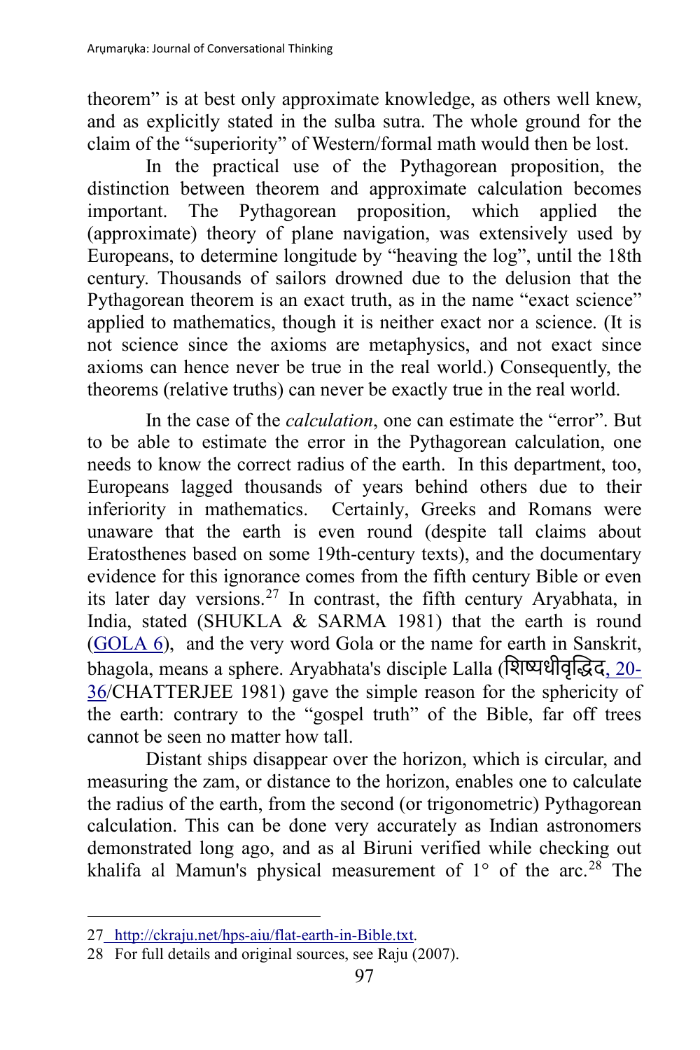theorem" is at best only approximate knowledge, as others well knew, and as explicitly stated in the sulba sutra. The whole ground for the claim of the "superiority" of Western/formal math would then be lost.

In the practical use of the Pythagorean proposition, the distinction between theorem and approximate calculation becomes important. The Pythagorean proposition, which applied the (approximate) theory of plane navigation, was extensively used by Europeans, to determine longitude by "heaving the log", until the 18th century. Thousands of sailors drowned due to the delusion that the Pythagorean theorem is an exact truth, as in the name "exact science" applied to mathematics, though it is neither exact nor a science. (It is not science since the axioms are metaphysics, and not exact since axioms can hence never be true in the real world.) Consequently, the theorems (relative truths) can never be exactly true in the real world.

In the case of the *calculation*, one can estimate the "error". But to be able to estimate the error in the Pythagorean calculation, one needs to know the correct radius of the earth. In this department, too, Europeans lagged thousands of years behind others due to their inferiority in mathematics. Certainly, Greeks and Romans were unaware that the earth is even round (despite tall claims about Eratosthenes based on some 19th-century texts), and the documentary evidence for this ignorance comes from the fifth century Bible or even its later day versions.[27] In contrast, the fifth century Aryabhata, in India, stated (SHUKLA & SARMA 1981) that the earth is round (GOLA 6), and the very word Gola or the name for earth in Sanskrit, bhagola, means a sphere. Aryabhata's disciple Lalla (शिष्यधीवृद्धिद, 20-36/CHATTERJEE 1981) gave the simple reason for the sphericity of the earth: contrary to the "gospel truth" of the Bible, far off trees cannot be seen no matter how tall.

Distant ships disappear over the horizon, which is circular, and measuring the zam, or distance to the horizon, enables one to calculate the radius of the earth, from the second (or trigonometric) Pythagorean calculation. This can be done very accurately as Indian astronomers demonstrated long ago, and as al Biruni verified while checking out khalifa al Mamun's physical measurement of 1° of the arc.[28] The

27 http://ckraju.net/hps-aiu/flat-earth-in-Bible.txt.

28 For full details and original sources, see Raju (2007).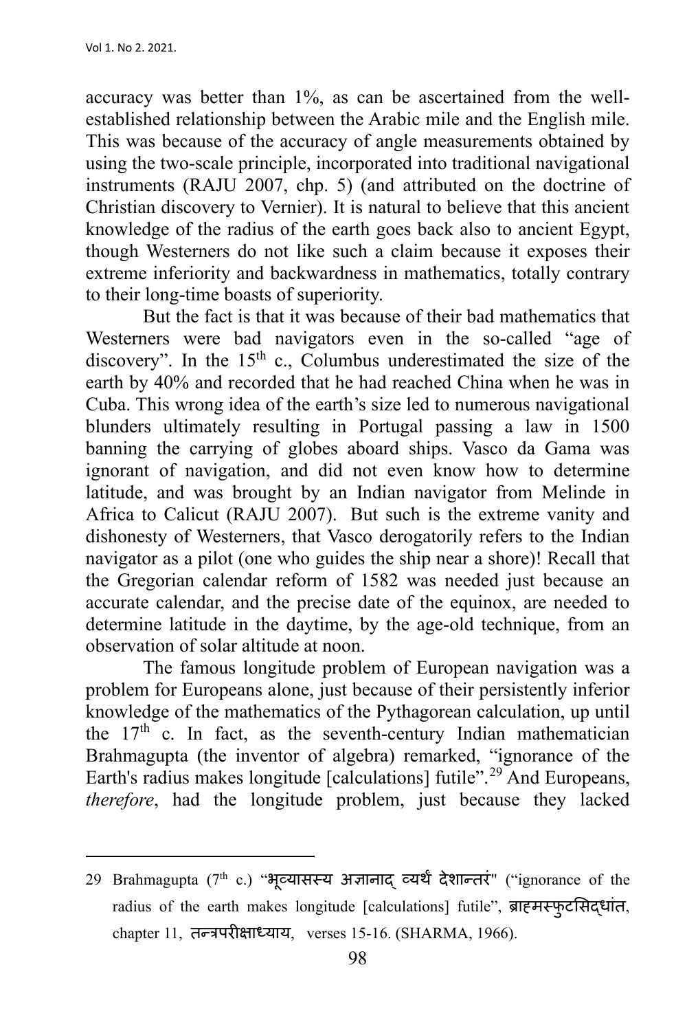accuracy was better than 1%, as can be ascertained from the well-established relationship between the Arabic mile and the English mile. This was because of the accuracy of angle measurements obtained by using the two-scale principle, incorporated into traditional navigational instruments (RAJU 2007, chp. 5) (and attributed on the doctrine of Christian discovery to Vernier). It is natural to believe that this ancient knowledge of the radius of the earth goes back also to ancient Egypt, though Westerners do not like such a claim because it exposes their extreme inferiority and backwardness in mathematics, totally contrary to their long-time boasts of superiority.

But the fact is that it was because of their bad mathematics that Westerners were bad navigators even in the so-called "age of discovery". In the 15th c., Columbus underestimated the size of the earth by 40% and recorded that he had reached China when he was in Cuba. This wrong idea of the earth's size led to numerous navigational blunders ultimately resulting in Portugal passing a law in 1500 banning the carrying of globes aboard ships. Vasco da Gama was ignorant of navigation, and did not even know how to determine latitude, and was brought by an Indian navigator from Melinde in Africa to Calicut (RAJU 2007). But such is the extreme vanity and dishonesty of Westerners, that Vasco derogatorily refers to the Indian navigator as a pilot (one who guides the ship near a shore)! Recall that the Gregorian calendar reform of 1582 was needed just because an accurate calendar, and the precise date of the equinox, are needed to determine latitude in the daytime, by the age-old technique, from an observation of solar altitude at noon.

The famous longitude problem of European navigation was a problem for Europeans alone, just because of their persistently inferior knowledge of the mathematics of the Pythagorean calculation, up until the 17th c. In fact, as the seventh-century Indian mathematician Brahmagupta (the inventor of algebra) remarked, "ignorance of the Earth's radius makes longitude [calculations] futile".[29] And Europeans, *therefore*, had the longitude problem, just because they lacked

---

29 Brahmagupta (7th c.) "भूव्यासस्य अज्ञानाद् व्यर्थं देशान्तरं" ("ignorance of the radius of the earth makes longitude [calculations] futile", ब्राह्मस्फुटसिद्धांत, chapter 11, तन्त्रपरीक्षाध्याय, verses 15-16. (SHARMA, 1966).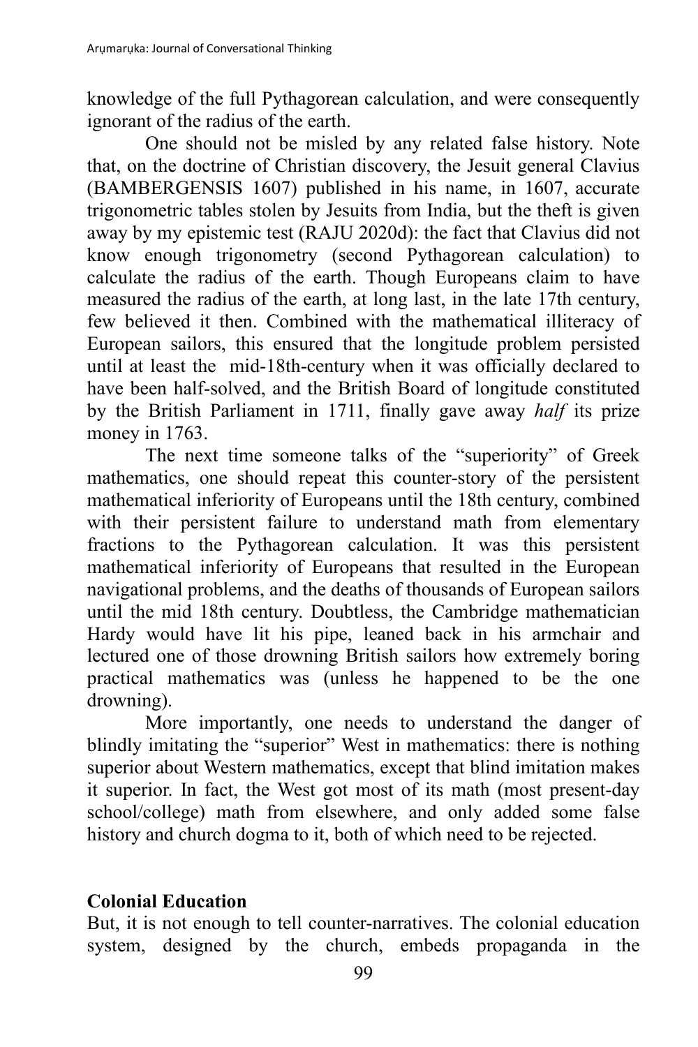knowledge of the full Pythagorean calculation, and were consequently ignorant of the radius of the earth.

One should not be misled by any related false history. Note that, on the doctrine of Christian discovery, the Jesuit general Clavius (BAMBERGENSIS 1607) published in his name, in 1607, accurate trigonometric tables stolen by Jesuits from India, but the theft is given away by my epistemic test (RAJU 2020d): the fact that Clavius did not know enough trigonometry (second Pythagorean calculation) to calculate the radius of the earth. Though Europeans claim to have measured the radius of the earth, at long last, in the late 17th century, few believed it then. Combined with the mathematical illiteracy of European sailors, this ensured that the longitude problem persisted until at least the mid-18th-century when it was officially declared to have been half-solved, and the British Board of longitude constituted by the British Parliament in 1711, finally gave away *half* its prize money in 1763.

The next time someone talks of the "superiority" of Greek mathematics, one should repeat this counter-story of the persistent mathematical inferiority of Europeans until the 18th century, combined with their persistent failure to understand math from elementary fractions to the Pythagorean calculation. It was this persistent mathematical inferiority of Europeans that resulted in the European navigational problems, and the deaths of thousands of European sailors until the mid 18th century. Doubtless, the Cambridge mathematician Hardy would have lit his pipe, leaned back in his armchair and lectured one of those drowning British sailors how extremely boring practical mathematics was (unless he happened to be the one drowning).

More importantly, one needs to understand the danger of blindly imitating the "superior" West in mathematics: there is nothing superior about Western mathematics, except that blind imitation makes it superior. In fact, the West got most of its math (most present-day school/college) math from elsewhere, and only added some false history and church dogma to it, both of which need to be rejected.

## Colonial Education

But, it is not enough to tell counter-narratives. The colonial education system, designed by the church, embeds propaganda in the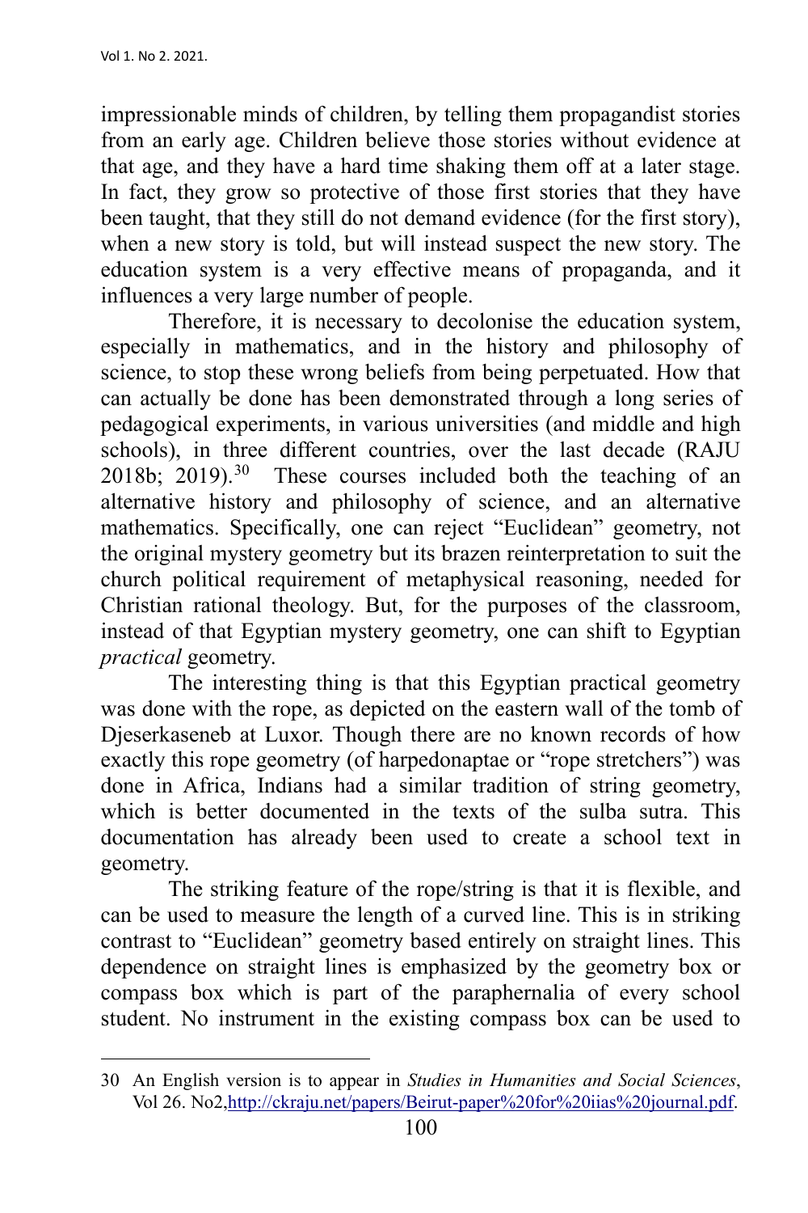impressionable minds of children, by telling them propagandist stories from an early age. Children believe those stories without evidence at that age, and they have a hard time shaking them off at a later stage. In fact, they grow so protective of those first stories that they have been taught, that they still do not demand evidence (for the first story), when a new story is told, but will instead suspect the new story. The education system is a very effective means of propaganda, and it influences a very large number of people.

Therefore, it is necessary to decolonise the education system, especially in mathematics, and in the history and philosophy of science, to stop these wrong beliefs from being perpetuated. How that can actually be done has been demonstrated through a long series of pedagogical experiments, in various universities (and middle and high schools), in three different countries, over the last decade (RAJU 2018b; 2019).[30] These courses included both the teaching of an alternative history and philosophy of science, and an alternative mathematics. Specifically, one can reject "Euclidean" geometry, not the original mystery geometry but its brazen reinterpretation to suit the church political requirement of metaphysical reasoning, needed for Christian rational theology. But, for the purposes of the classroom, instead of that Egyptian mystery geometry, one can shift to Egyptian *practical* geometry.

The interesting thing is that this Egyptian practical geometry was done with the rope, as depicted on the eastern wall of the tomb of Djeserkaseneb at Luxor. Though there are no known records of how exactly this rope geometry (of harpedonaptae or "rope stretchers") was done in Africa, Indians had a similar tradition of string geometry, which is better documented in the texts of the sulba sutra. This documentation has already been used to create a school text in geometry.

The striking feature of the rope/string is that it is flexible, and can be used to measure the length of a curved line. This is in striking contrast to "Euclidean" geometry based entirely on straight lines. This dependence on straight lines is emphasized by the geometry box or compass box which is part of the paraphernalia of every school student. No instrument in the existing compass box can be used to

---

30 An English version is to appear in *Studies in Humanities and Social Sciences*, Vol 26. No2,http://ckraju.net/papers/Beirut-paper%20for%20iias%20journal.pdf.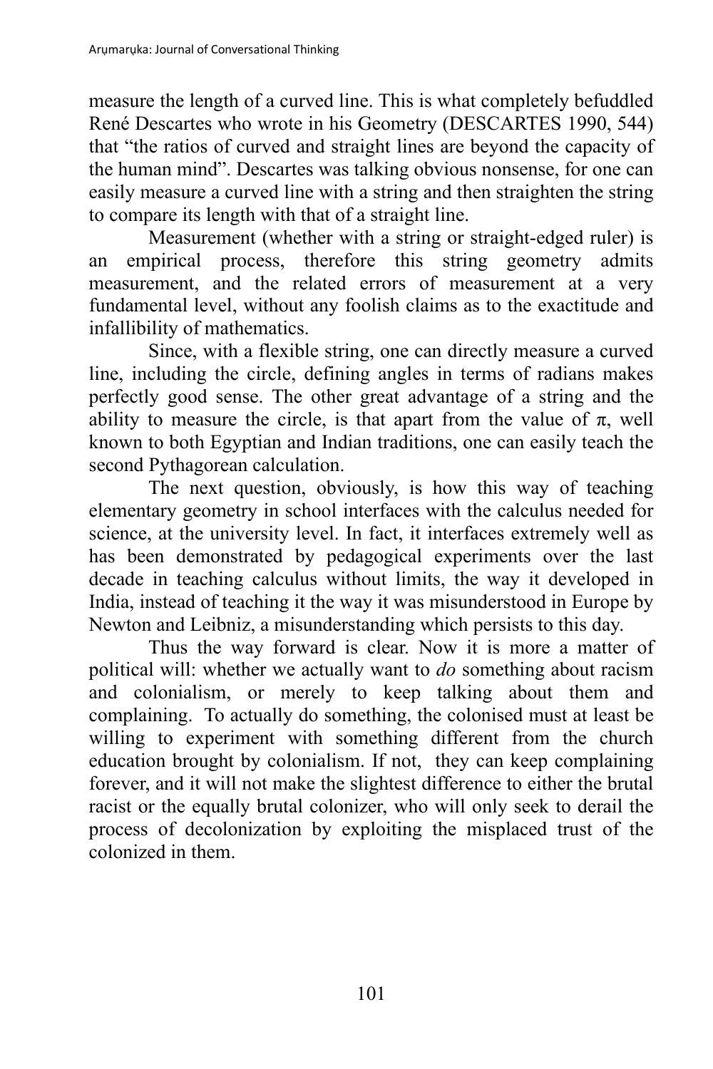measure the length of a curved line. This is what completely befuddled René Descartes who wrote in his Geometry (DESCARTES 1990, 544) that "the ratios of curved and straight lines are beyond the capacity of the human mind". Descartes was talking obvious nonsense, for one can easily measure a curved line with a string and then straighten the string to compare its length with that of a straight line.

Measurement (whether with a string or straight-edged ruler) is an empirical process, therefore this string geometry admits measurement, and the related errors of measurement at a very fundamental level, without any foolish claims as to the exactitude and infallibility of mathematics.

Since, with a flexible string, one can directly measure a curved line, including the circle, defining angles in terms of radians makes perfectly good sense. The other great advantage of a string and the ability to measure the circle, is that apart from the value of $\pi$, well known to both Egyptian and Indian traditions, one can easily teach the second Pythagorean calculation.

The next question, obviously, is how this way of teaching elementary geometry in school interfaces with the calculus needed for science, at the university level. In fact, it interfaces extremely well as has been demonstrated by pedagogical experiments over the last decade in teaching calculus without limits, the way it developed in India, instead of teaching it the way it was misunderstood in Europe by Newton and Leibniz, a misunderstanding which persists to this day.

Thus the way forward is clear. Now it is more a matter of political will: whether we actually want to *do* something about racism and colonialism, or merely to keep talking about them and complaining. To actually do something, the colonised must at least be willing to experiment with something different from the church education brought by colonialism. If not, they can keep complaining forever, and it will not make the slightest difference to either the brutal racist or the equally brutal colonizer, who will only seek to derail the process of decolonization by exploiting the misplaced trust of the colonized in them.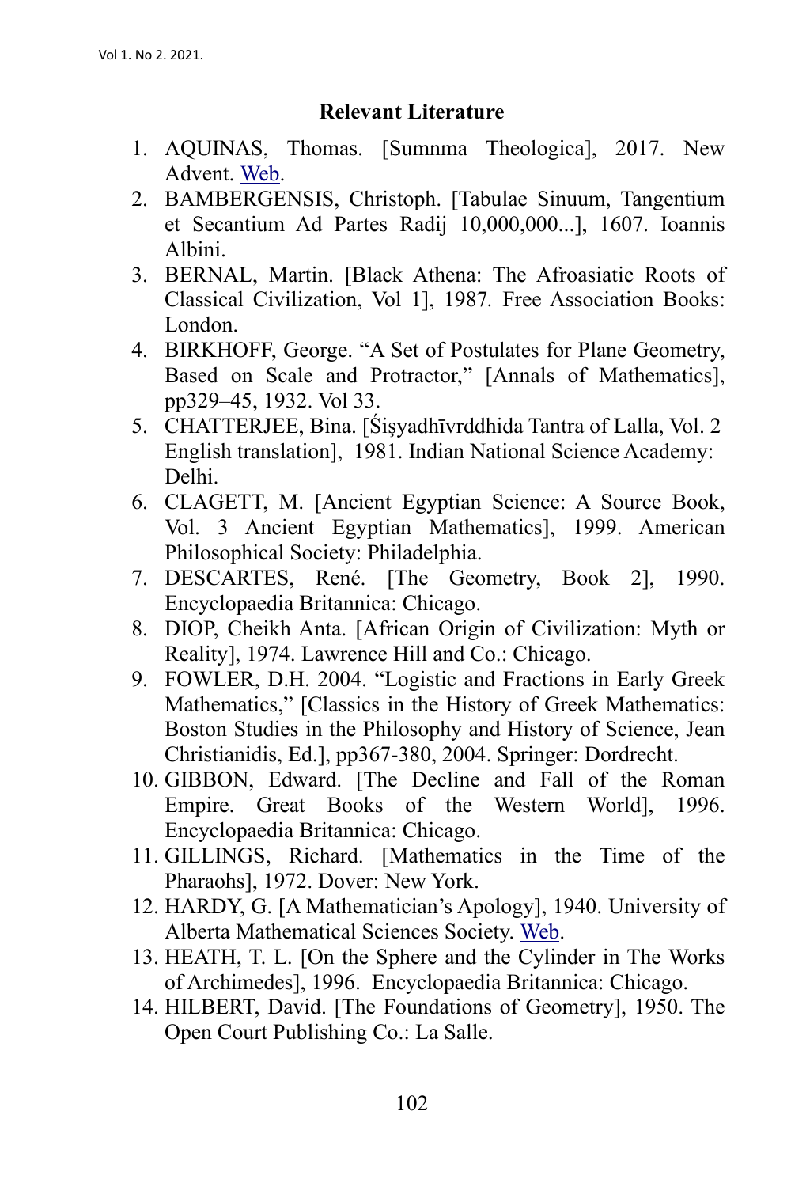## Relevant Literature

1. AQUINAS, Thomas. [Sumnma Theologica], 2017. New Advent. Web.
2. BAMBERGENSIS, Christoph. [Tabulae Sinuum, Tangentium et Secantium Ad Partes Radij 10,000,000...], 1607. Ioannis Albini.
3. BERNAL, Martin. [Black Athena: The Afroasiatic Roots of Classical Civilization, Vol 1], 1987. Free Association Books: London.
4. BIRKHOFF, George. "A Set of Postulates for Plane Geometry, Based on Scale and Protractor," [Annals of Mathematics], pp329–45, 1932. Vol 33.
5. CHATTERJEE, Bina. [Śişyadhīvrddhida Tantra of Lalla, Vol. 2 English translation], 1981. Indian National Science Academy: Delhi.
6. CLAGETT, M. [Ancient Egyptian Science: A Source Book, Vol. 3 Ancient Egyptian Mathematics], 1999. American Philosophical Society: Philadelphia.
7. DESCARTES, René. [The Geometry, Book 2], 1990. Encyclopaedia Britannica: Chicago.
8. DIOP, Cheikh Anta. [African Origin of Civilization: Myth or Reality], 1974. Lawrence Hill and Co.: Chicago.
9. FOWLER, D.H. 2004. "Logistic and Fractions in Early Greek Mathematics," [Classics in the History of Greek Mathematics: Boston Studies in the Philosophy and History of Science, Jean Christianidis, Ed.], pp367-380, 2004. Springer: Dordrecht.
10. GIBBON, Edward. [The Decline and Fall of the Roman Empire. Great Books of the Western World], 1996. Encyclopaedia Britannica: Chicago.
11. GILLINGS, Richard. [Mathematics in the Time of the Pharaohs], 1972. Dover: New York.
12. HARDY, G. [A Mathematician's Apology], 1940. University of Alberta Mathematical Sciences Society. Web.
13. HEATH, T. L. [On the Sphere and the Cylinder in The Works of Archimedes], 1996. Encyclopaedia Britannica: Chicago.
14. HILBERT, David. [The Foundations of Geometry], 1950. The Open Court Publishing Co.: La Salle.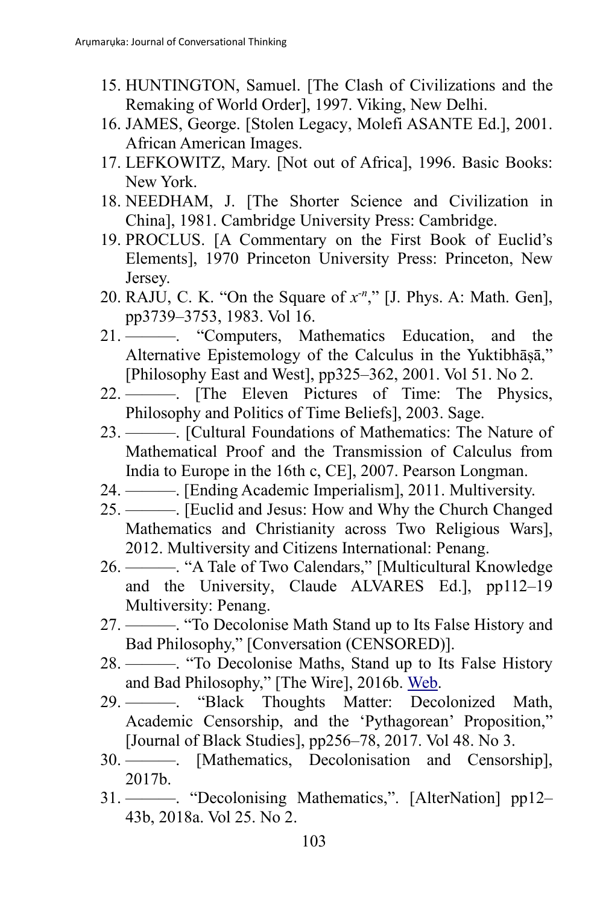15. HUNTINGTON, Samuel. [The Clash of Civilizations and the Remaking of World Order], 1997. Viking, New Delhi.
16. JAMES, George. [Stolen Legacy, Molefi ASANTE Ed.], 2001. African American Images.
17. LEFKOWITZ, Mary. [Not out of Africa], 1996. Basic Books: New York.
18. NEEDHAM, J. [The Shorter Science and Civilization in China], 1981. Cambridge University Press: Cambridge.
19. PROCLUS. [A Commentary on the First Book of Euclid's Elements], 1970 Princeton University Press: Princeton, New Jersey.
20. RAJU, C. K. "On the Square of $x^{-n}$," [J. Phys. A: Math. Gen], pp3739–3753, 1983. Vol 16.
21. ———. "Computers, Mathematics Education, and the Alternative Epistemology of the Calculus in the Yuktibhāṣā," [Philosophy East and West], pp325–362, 2001. Vol 51. No 2.
22. ———. [The Eleven Pictures of Time: The Physics, Philosophy and Politics of Time Beliefs], 2003. Sage.
23. ———. [Cultural Foundations of Mathematics: The Nature of Mathematical Proof and the Transmission of Calculus from India to Europe in the 16th c, CE], 2007. Pearson Longman.
24. ———. [Ending Academic Imperialism], 2011. Multiversity.
25. ———. [Euclid and Jesus: How and Why the Church Changed Mathematics and Christianity across Two Religious Wars], 2012. Multiversity and Citizens International: Penang.
26. ———. "A Tale of Two Calendars," [Multicultural Knowledge and the University, Claude ALVARES Ed.], pp112–19 Multiversity: Penang.
27. ———. "To Decolonise Math Stand up to Its False History and Bad Philosophy," [Conversation (CENSORED)].
28. ———. "To Decolonise Maths, Stand up to Its False History and Bad Philosophy," [The Wire], 2016b. Web.
29. ———. "Black Thoughts Matter: Decolonized Math, Academic Censorship, and the 'Pythagorean' Proposition," [Journal of Black Studies], pp256–78, 2017. Vol 48. No 3.
30. ———. [Mathematics, Decolonisation and Censorship], 2017b.
31. ———. "Decolonising Mathematics,". [AlterNation] pp12–43b, 2018a. Vol 25. No 2.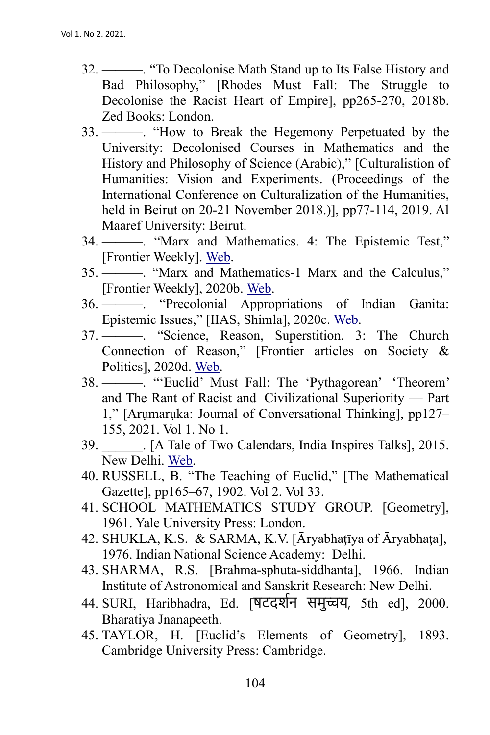32. ———. "To Decolonise Math Stand up to Its False History and Bad Philosophy," [Rhodes Must Fall: The Struggle to Decolonise the Racist Heart of Empire], pp265-270, 2018b. Zed Books: London.
33. ———. "How to Break the Hegemony Perpetuated by the University: Decolonised Courses in Mathematics and the History and Philosophy of Science (Arabic)," [Culturalistion of Humanities: Vision and Experiments. (Proceedings of the International Conference on Culturalization of the Humanities, held in Beirut on 20-21 November 2018.)], pp77-114, 2019. Al Maaref University: Beirut.
34. ———. "Marx and Mathematics. 4: The Epistemic Test," [Frontier Weekly]. Web.
35. ———. "Marx and Mathematics-1 Marx and the Calculus," [Frontier Weekly], 2020b. Web.
36. ———. "Precolonial Appropriations of Indian Ganita: Epistemic Issues," [IIAS, Shimla], 2020c. Web.
37. ———. "Science, Reason, Superstition. 3: The Church Connection of Reason," [Frontier articles on Society & Politics], 2020d. Web.
38. ———. "'Euclid' Must Fall: The 'Pythagorean' 'Theorem' and The Rant of Racist and Civilizational Superiority — Part 1," [Aruṃaruka: Journal of Conversational Thinking], pp127–155, 2021. Vol 1. No 1.
39. ______. [A Tale of Two Calendars, India Inspires Talks], 2015. New Delhi. Web.
40. RUSSELL, B. "The Teaching of Euclid," [The Mathematical Gazette], pp165–67, 1902. Vol 2. Vol 33.
41. SCHOOL MATHEMATICS STUDY GROUP. [Geometry], 1961. Yale University Press: London.
42. SHUKLA, K.S. & SARMA, K.V. [Āryabhaṭīya of Āryabhaṭa], 1976. Indian National Science Academy: Delhi.
43. SHARMA, R.S. [Brahma-sphuta-siddhanta], 1966. Indian Institute of Astronomical and Sanskrit Research: New Delhi.
44. SURI, Haribhadra, Ed. [षटदर्शन समुच्चय, 5th ed], 2000. Bharatiya Jnanapeeth.
45. TAYLOR, H. [Euclid's Elements of Geometry], 1893. Cambridge University Press: Cambridge.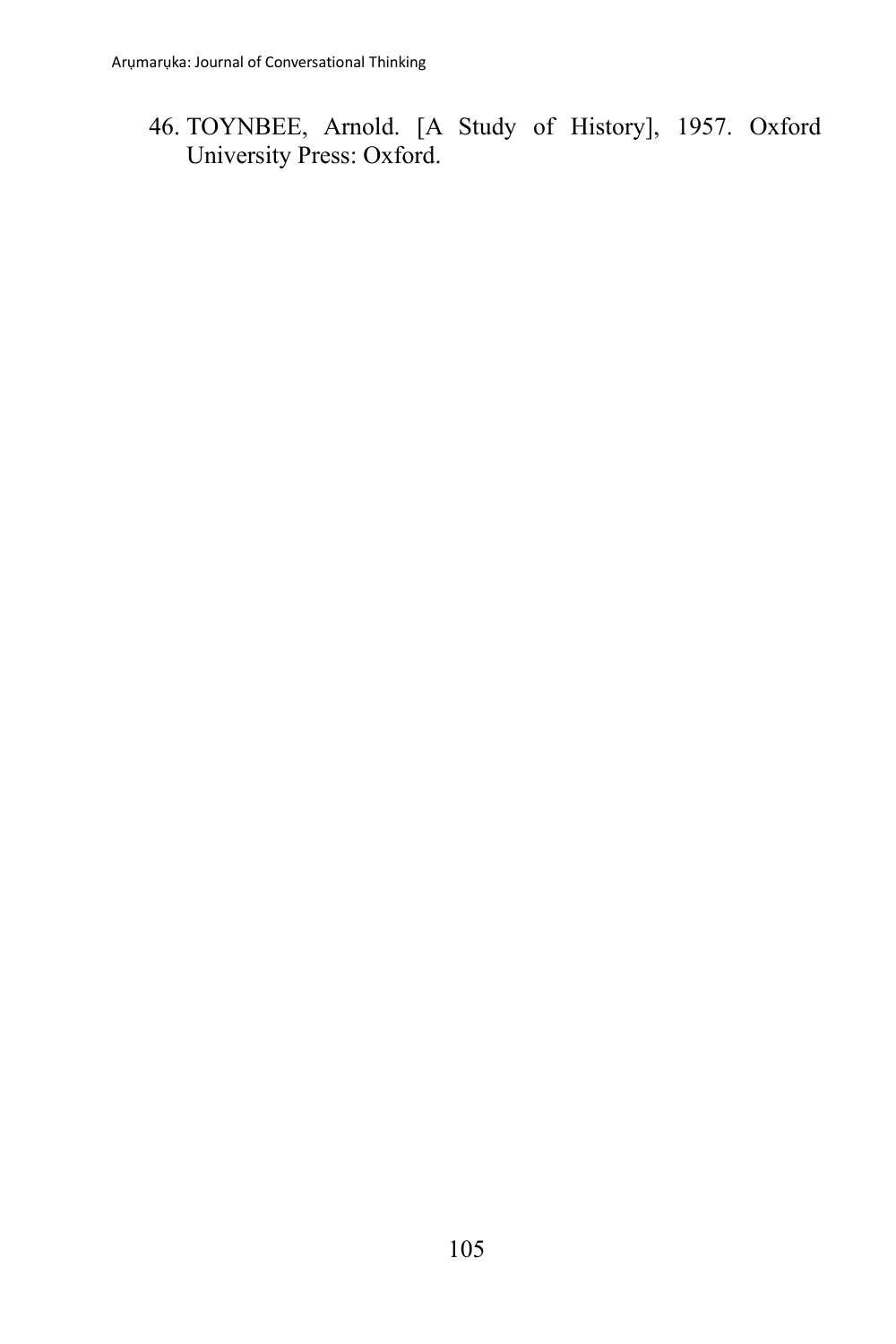46. TOYNBEE, Arnold. [A Study of History], 1957. Oxford University Press: Oxford.